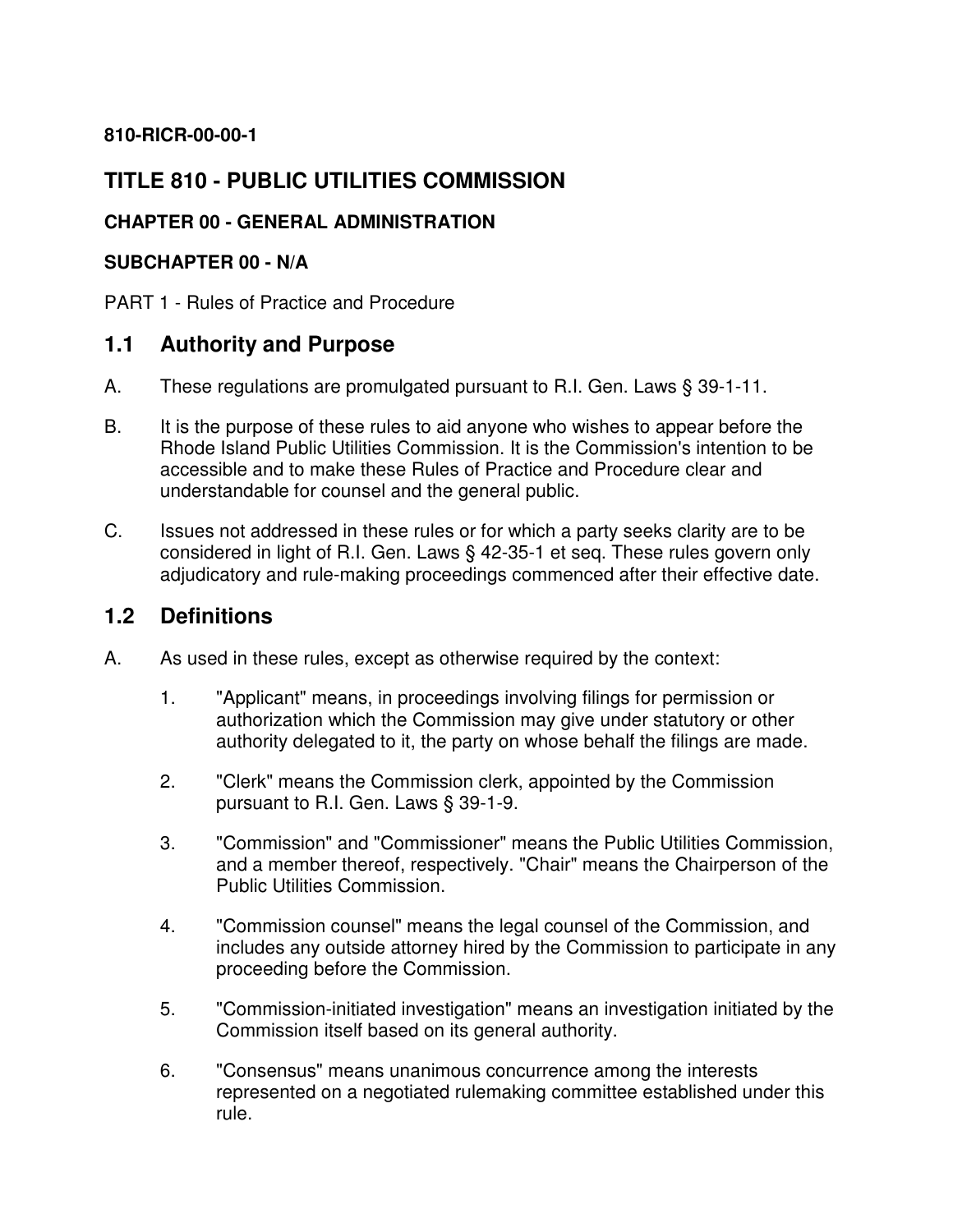**810-RICR-00-00-1**

# TITLE 810 - PUBLIC UTILITIES COMMISSION

### CHAPTER 00 - GENERAL ADMINISTRATION

### SUBCHAPTER 00 - N/A

PART 1 - Rules of Practice and Procedure

## 1.1 Authority and Purpose

A. These regulations are promulgated pursuant to R.I. Gen. Laws § 39-1-11.

B. It is the purpose of these rules to aid anyone who wishes to appear before the Rhode Island Public Utilities Commission. It is the Commission's intention to be accessible and to make these Rules of Practice and Procedure clear and understandable for counsel and the general public.

C. Issues not addressed in these rules or for which a party seeks clarity are to be considered in light of R.I. Gen. Laws § 42-35-1 et seq. These rules govern only adjudicatory and rule-making proceedings commenced after their effective date.

## 1.2 Definitions

A. As used in these rules, except as otherwise required by the context:

1. "Applicant" means, in proceedings involving filings for permission or authorization which the Commission may give under statutory or other authority delegated to it, the party on whose behalf the filings are made.

2. "Clerk" means the Commission clerk, appointed by the Commission pursuant to R.I. Gen. Laws § 39-1-9.

3. "Commission" and "Commissioner" means the Public Utilities Commission, and a member thereof, respectively. "Chair" means the Chairperson of the Public Utilities Commission.

4. "Commission counsel" means the legal counsel of the Commission, and includes any outside attorney hired by the Commission to participate in any proceeding before the Commission.

5. "Commission-initiated investigation" means an investigation initiated by the Commission itself based on its general authority.

6. "Consensus" means unanimous concurrence among the interests represented on a negotiated rulemaking committee established under this rule.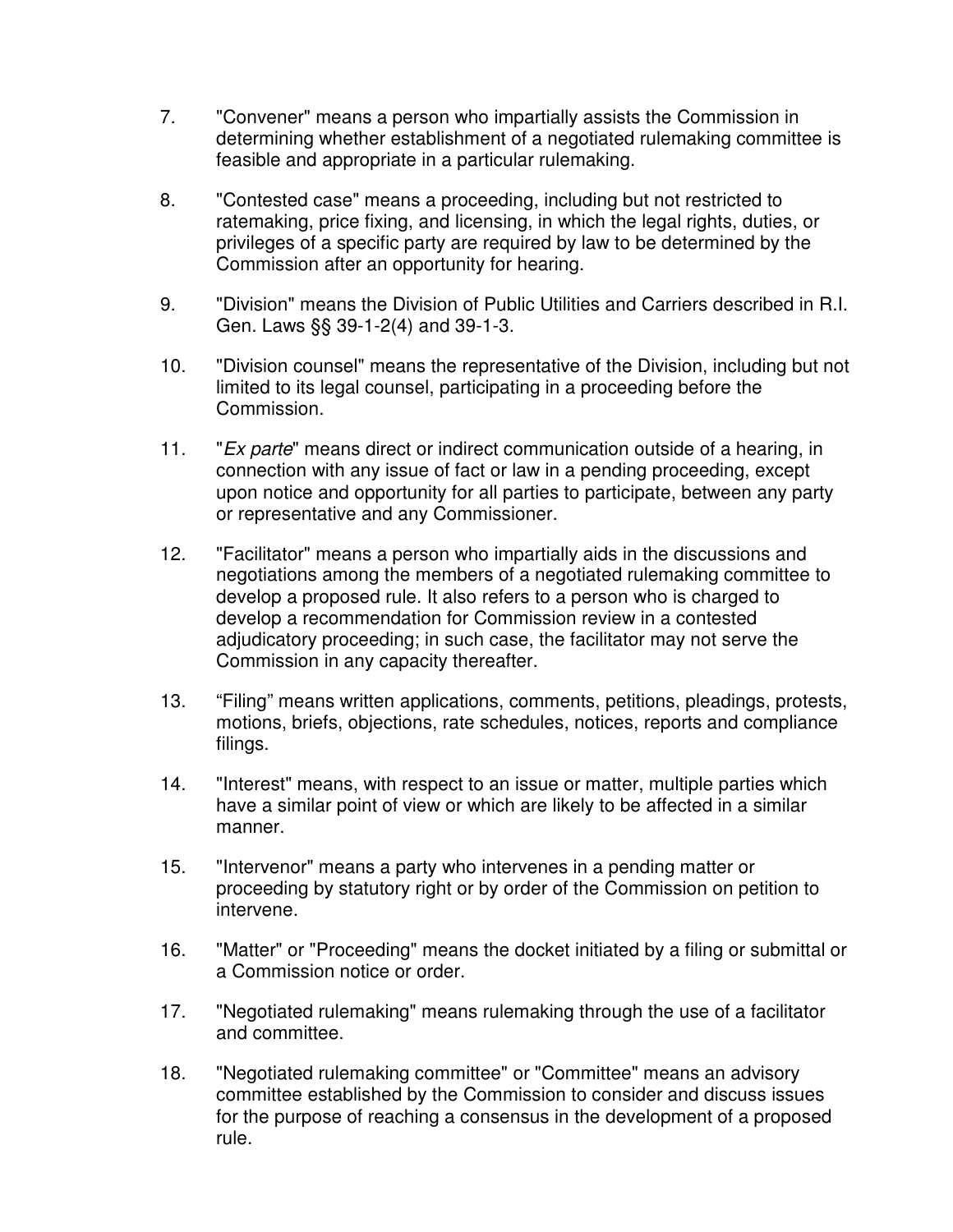7. "Convener" means a person who impartially assists the Commission in determining whether establishment of a negotiated rulemaking committee is feasible and appropriate in a particular rulemaking.

8. "Contested case" means a proceeding, including but not restricted to ratemaking, price fixing, and licensing, in which the legal rights, duties, or privileges of a specific party are required by law to be determined by the Commission after an opportunity for hearing.

9. "Division" means the Division of Public Utilities and Carriers described in R.I. Gen. Laws §§ 39-1-2(4) and 39-1-3.

10. "Division counsel" means the representative of the Division, including but not limited to its legal counsel, participating in a proceeding before the Commission.

11. "*Ex parte*" means direct or indirect communication outside of a hearing, in connection with any issue of fact or law in a pending proceeding, except upon notice and opportunity for all parties to participate, between any party or representative and any Commissioner.

12. "Facilitator" means a person who impartially aids in the discussions and negotiations among the members of a negotiated rulemaking committee to develop a proposed rule. It also refers to a person who is charged to develop a recommendation for Commission review in a contested adjudicatory proceeding; in such case, the facilitator may not serve the Commission in any capacity thereafter.

13. "Filing" means written applications, comments, petitions, pleadings, protests, motions, briefs, objections, rate schedules, notices, reports and compliance filings.

14. "Interest" means, with respect to an issue or matter, multiple parties which have a similar point of view or which are likely to be affected in a similar manner.

15. "Intervenor" means a party who intervenes in a pending matter or proceeding by statutory right or by order of the Commission on petition to intervene.

16. "Matter" or "Proceeding" means the docket initiated by a filing or submittal or a Commission notice or order.

17. "Negotiated rulemaking" means rulemaking through the use of a facilitator and committee.

18. "Negotiated rulemaking committee" or "Committee" means an advisory committee established by the Commission to consider and discuss issues for the purpose of reaching a consensus in the development of a proposed rule.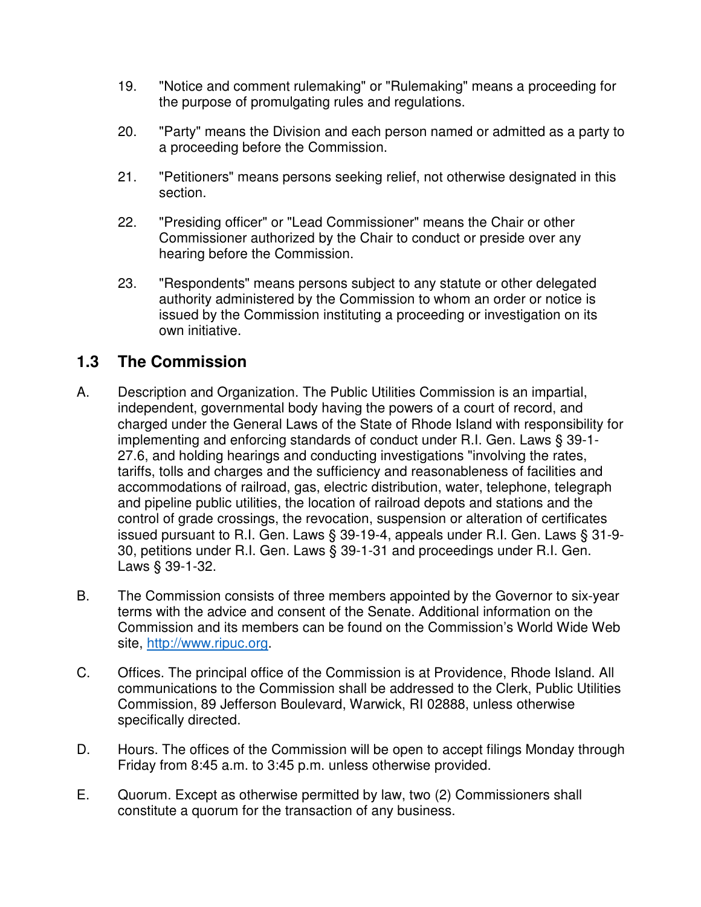19. "Notice and comment rulemaking" or "Rulemaking" means a proceeding for the purpose of promulgating rules and regulations.

20. "Party" means the Division and each person named or admitted as a party to a proceeding before the Commission.

21. "Petitioners" means persons seeking relief, not otherwise designated in this section.

22. "Presiding officer" or "Lead Commissioner" means the Chair or other Commissioner authorized by the Chair to conduct or preside over any hearing before the Commission.

23. "Respondents" means persons subject to any statute or other delegated authority administered by the Commission to whom an order or notice is issued by the Commission instituting a proceeding or investigation on its own initiative.

## 1.3 The Commission

A. Description and Organization. The Public Utilities Commission is an impartial, independent, governmental body having the powers of a court of record, and charged under the General Laws of the State of Rhode Island with responsibility for implementing and enforcing standards of conduct under R.I. Gen. Laws § 39-1-27.6, and holding hearings and conducting investigations "involving the rates, tariffs, tolls and charges and the sufficiency and reasonableness of facilities and accommodations of railroad, gas, electric distribution, water, telephone, telegraph and pipeline public utilities, the location of railroad depots and stations and the control of grade crossings, the revocation, suspension or alteration of certificates issued pursuant to R.I. Gen. Laws § 39-19-4, appeals under R.I. Gen. Laws § 31-9-30, petitions under R.I. Gen. Laws § 39-1-31 and proceedings under R.I. Gen. Laws § 39-1-32.

B. The Commission consists of three members appointed by the Governor to six-year terms with the advice and consent of the Senate. Additional information on the Commission and its members can be found on the Commission's World Wide Web site, [http://www.ripuc.org](http://www.ripuc.org).

C. Offices. The principal office of the Commission is at Providence, Rhode Island. All communications to the Commission shall be addressed to the Clerk, Public Utilities Commission, 89 Jefferson Boulevard, Warwick, RI 02888, unless otherwise specifically directed.

D. Hours. The offices of the Commission will be open to accept filings Monday through Friday from 8:45 a.m. to 3:45 p.m. unless otherwise provided.

E. Quorum. Except as otherwise permitted by law, two (2) Commissioners shall constitute a quorum for the transaction of any business.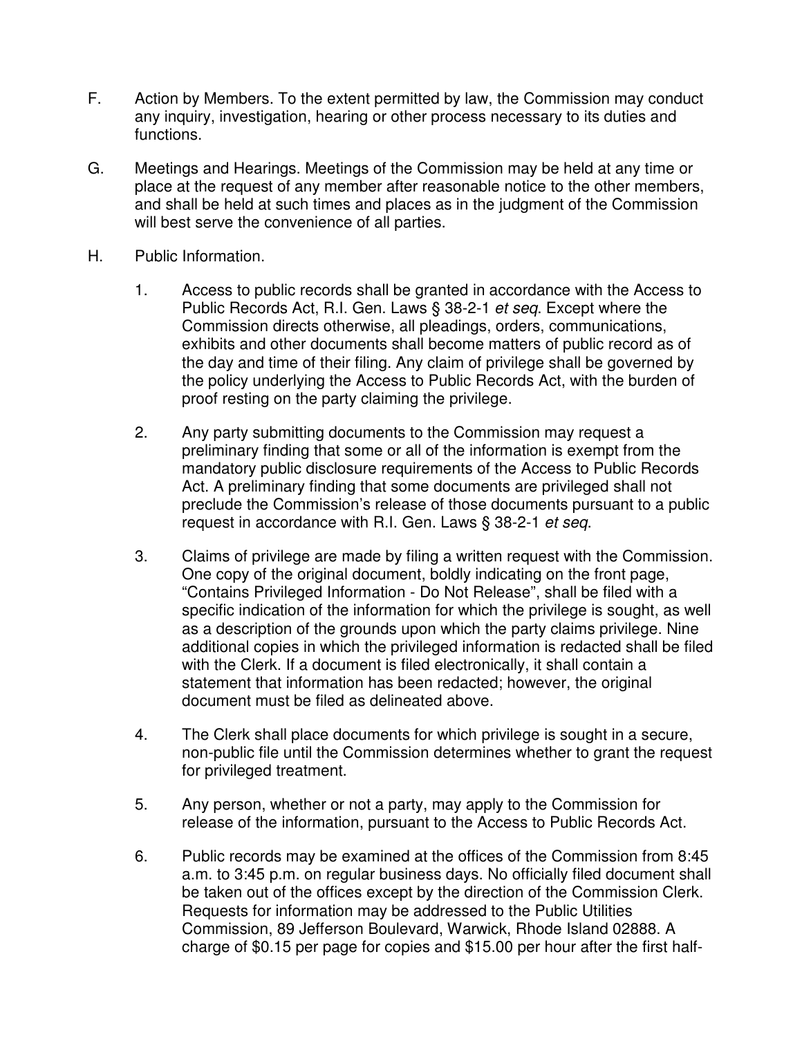F. Action by Members. To the extent permitted by law, the Commission may conduct any inquiry, investigation, hearing or other process necessary to its duties and functions.

G. Meetings and Hearings. Meetings of the Commission may be held at any time or place at the request of any member after reasonable notice to the other members, and shall be held at such times and places as in the judgment of the Commission will best serve the convenience of all parties.

H. Public Information.

1. Access to public records shall be granted in accordance with the Access to Public Records Act, R.I. Gen. Laws § 38-2-1 *et seq*. Except where the Commission directs otherwise, all pleadings, orders, communications, exhibits and other documents shall become matters of public record as of the day and time of their filing. Any claim of privilege shall be governed by the policy underlying the Access to Public Records Act, with the burden of proof resting on the party claiming the privilege.

2. Any party submitting documents to the Commission may request a preliminary finding that some or all of the information is exempt from the mandatory public disclosure requirements of the Access to Public Records Act. A preliminary finding that some documents are privileged shall not preclude the Commission's release of those documents pursuant to a public request in accordance with R.I. Gen. Laws § 38-2-1 *et seq*.

3. Claims of privilege are made by filing a written request with the Commission. One copy of the original document, boldly indicating on the front page, "Contains Privileged Information - Do Not Release", shall be filed with a specific indication of the information for which the privilege is sought, as well as a description of the grounds upon which the party claims privilege. Nine additional copies in which the privileged information is redacted shall be filed with the Clerk. If a document is filed electronically, it shall contain a statement that information has been redacted; however, the original document must be filed as delineated above.

4. The Clerk shall place documents for which privilege is sought in a secure, non-public file until the Commission determines whether to grant the request for privileged treatment.

5. Any person, whether or not a party, may apply to the Commission for release of the information, pursuant to the Access to Public Records Act.

6. Public records may be examined at the offices of the Commission from 8:45 a.m. to 3:45 p.m. on regular business days. No officially filed document shall be taken out of the offices except by the direction of the Commission Clerk. Requests for information may be addressed to the Public Utilities Commission, 89 Jefferson Boulevard, Warwick, Rhode Island 02888. A charge of $0.15 per page for copies and $15.00 per hour after the first half-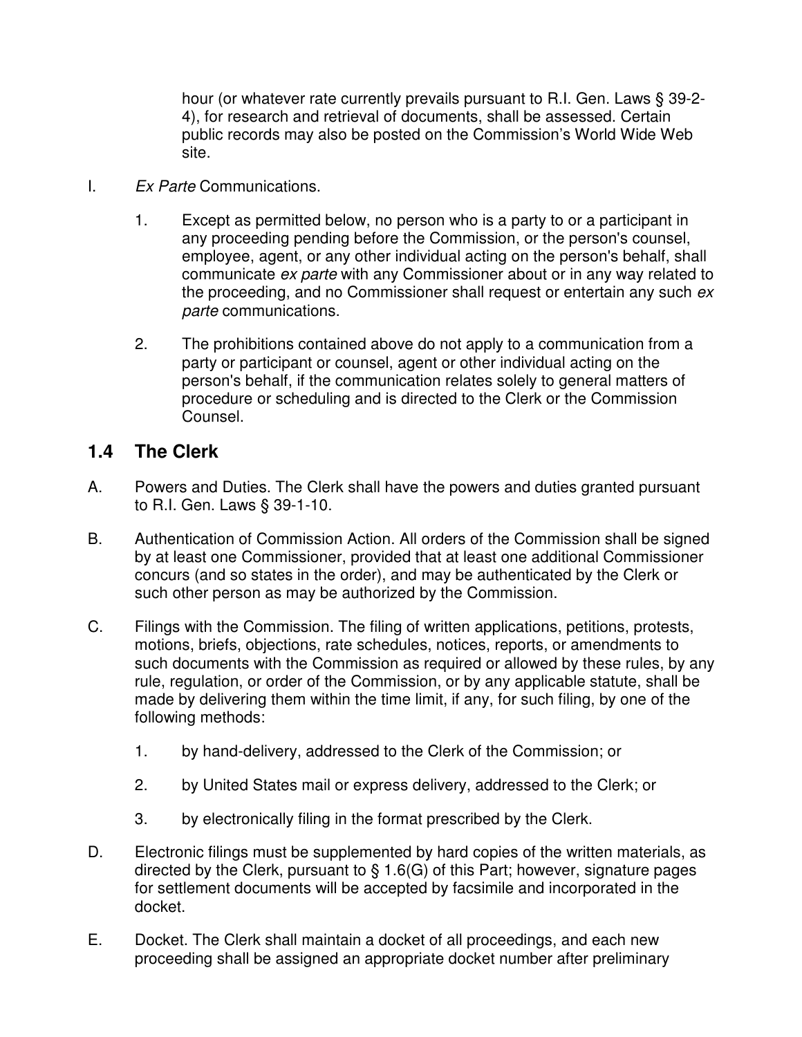hour (or whatever rate currently prevails pursuant to R.I. Gen. Laws § 39-2-4), for research and retrieval of documents, shall be assessed. Certain public records may also be posted on the Commission's World Wide Web site.

I. *Ex Parte* Communications.

   1. Except as permitted below, no person who is a party to or a participant in any proceeding pending before the Commission, or the person's counsel, employee, agent, or any other individual acting on the person's behalf, shall communicate *ex parte* with any Commissioner about or in any way related to the proceeding, and no Commissioner shall request or entertain any such *ex parte* communications.

   2. The prohibitions contained above do not apply to a communication from a party or participant or counsel, agent or other individual acting on the person's behalf, if the communication relates solely to general matters of procedure or scheduling and is directed to the Clerk or the Commission Counsel.

## 1.4 The Clerk

A. Powers and Duties. The Clerk shall have the powers and duties granted pursuant to R.I. Gen. Laws § 39-1-10.

B. Authentication of Commission Action. All orders of the Commission shall be signed by at least one Commissioner, provided that at least one additional Commissioner concurs (and so states in the order), and may be authenticated by the Clerk or such other person as may be authorized by the Commission.

C. Filings with the Commission. The filing of written applications, petitions, protests, motions, briefs, objections, rate schedules, notices, reports, or amendments to such documents with the Commission as required or allowed by these rules, by any rule, regulation, or order of the Commission, or by any applicable statute, shall be made by delivering them within the time limit, if any, for such filing, by one of the following methods:

   1. by hand-delivery, addressed to the Clerk of the Commission; or

   2. by United States mail or express delivery, addressed to the Clerk; or

   3. by electronically filing in the format prescribed by the Clerk.

D. Electronic filings must be supplemented by hard copies of the written materials, as directed by the Clerk, pursuant to § 1.6(G) of this Part; however, signature pages for settlement documents will be accepted by facsimile and incorporated in the docket.

E. Docket. The Clerk shall maintain a docket of all proceedings, and each new proceeding shall be assigned an appropriate docket number after preliminary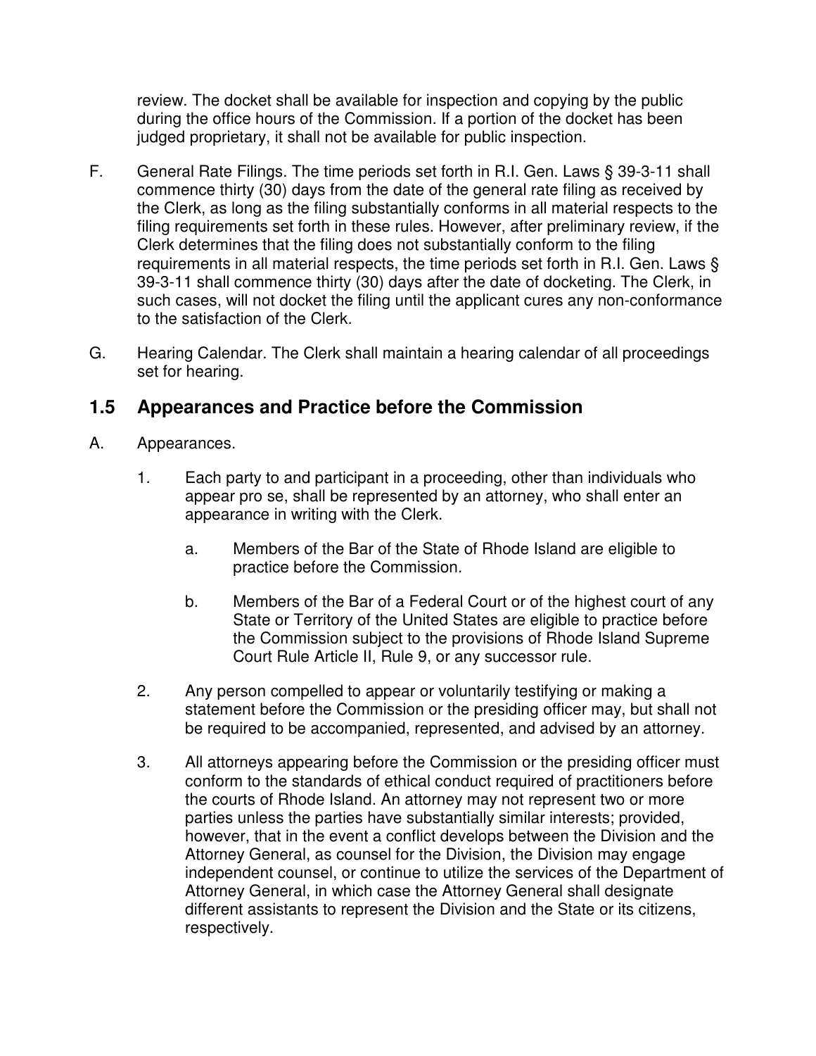review. The docket shall be available for inspection and copying by the public during the office hours of the Commission. If a portion of the docket has been judged proprietary, it shall not be available for public inspection.

F. General Rate Filings. The time periods set forth in R.I. Gen. Laws § 39-3-11 shall commence thirty (30) days from the date of the general rate filing as received by the Clerk, as long as the filing substantially conforms in all material respects to the filing requirements set forth in these rules. However, after preliminary review, if the Clerk determines that the filing does not substantially conform to the filing requirements in all material respects, the time periods set forth in R.I. Gen. Laws § 39-3-11 shall commence thirty (30) days after the date of docketing. The Clerk, in such cases, will not docket the filing until the applicant cures any non-conformance to the satisfaction of the Clerk.

G. Hearing Calendar. The Clerk shall maintain a hearing calendar of all proceedings set for hearing.

## 1.5 Appearances and Practice before the Commission

A. Appearances.

1. Each party to and participant in a proceeding, other than individuals who appear pro se, shall be represented by an attorney, who shall enter an appearance in writing with the Clerk.

   a. Members of the Bar of the State of Rhode Island are eligible to practice before the Commission.

   b. Members of the Bar of a Federal Court or of the highest court of any State or Territory of the United States are eligible to practice before the Commission subject to the provisions of Rhode Island Supreme Court Rule Article II, Rule 9, or any successor rule.

2. Any person compelled to appear or voluntarily testifying or making a statement before the Commission or the presiding officer may, but shall not be required to be accompanied, represented, and advised by an attorney.

3. All attorneys appearing before the Commission or the presiding officer must conform to the standards of ethical conduct required of practitioners before the courts of Rhode Island. An attorney may not represent two or more parties unless the parties have substantially similar interests; provided, however, that in the event a conflict develops between the Division and the Attorney General, as counsel for the Division, the Division may engage independent counsel, or continue to utilize the services of the Department of Attorney General, in which case the Attorney General shall designate different assistants to represent the Division and the State or its citizens, respectively.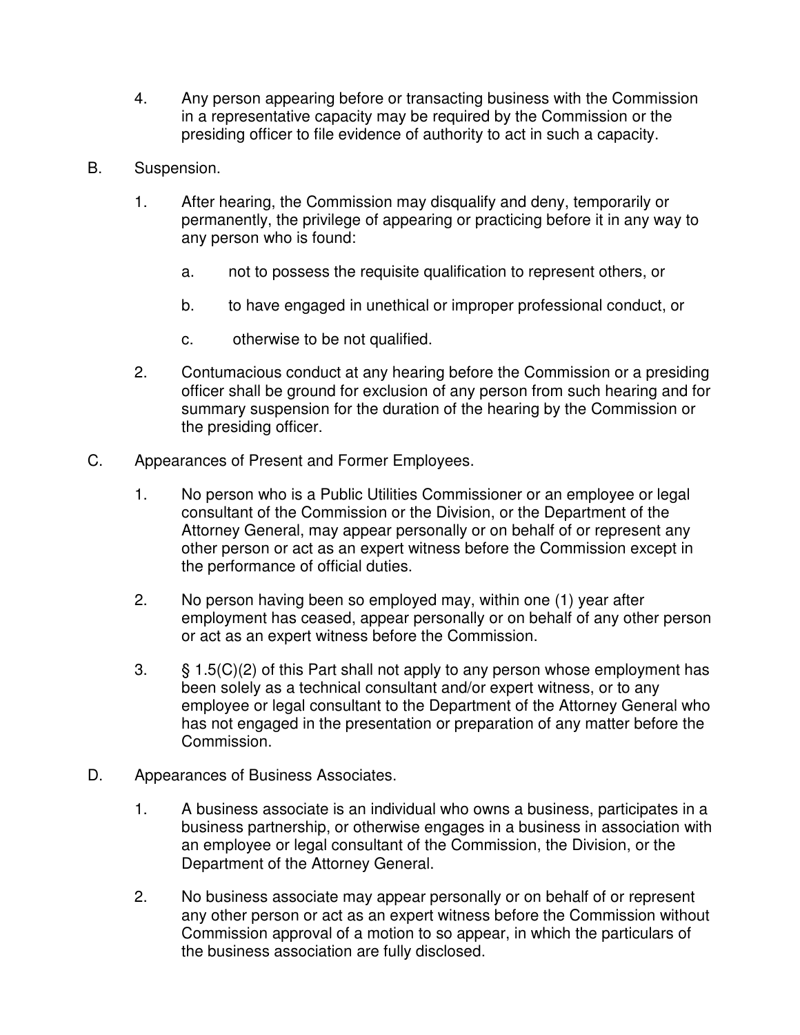4. Any person appearing before or transacting business with the Commission in a representative capacity may be required by the Commission or the presiding officer to file evidence of authority to act in such a capacity.

B. Suspension.

1. After hearing, the Commission may disqualify and deny, temporarily or permanently, the privilege of appearing or practicing before it in any way to any person who is found:

   a. not to possess the requisite qualification to represent others, or

   b. to have engaged in unethical or improper professional conduct, or

   c. otherwise to be not qualified.

2. Contumacious conduct at any hearing before the Commission or a presiding officer shall be ground for exclusion of any person from such hearing and for summary suspension for the duration of the hearing by the Commission or the presiding officer.

C. Appearances of Present and Former Employees.

1. No person who is a Public Utilities Commissioner or an employee or legal consultant of the Commission or the Division, or the Department of the Attorney General, may appear personally or on behalf of or represent any other person or act as an expert witness before the Commission except in the performance of official duties.

2. No person having been so employed may, within one (1) year after employment has ceased, appear personally or on behalf of any other person or act as an expert witness before the Commission.

3. § 1.5(C)(2) of this Part shall not apply to any person whose employment has been solely as a technical consultant and/or expert witness, or to any employee or legal consultant to the Department of the Attorney General who has not engaged in the presentation or preparation of any matter before the Commission.

D. Appearances of Business Associates.

1. A business associate is an individual who owns a business, participates in a business partnership, or otherwise engages in a business in association with an employee or legal consultant of the Commission, the Division, or the Department of the Attorney General.

2. No business associate may appear personally or on behalf of or represent any other person or act as an expert witness before the Commission without Commission approval of a motion to so appear, in which the particulars of the business association are fully disclosed.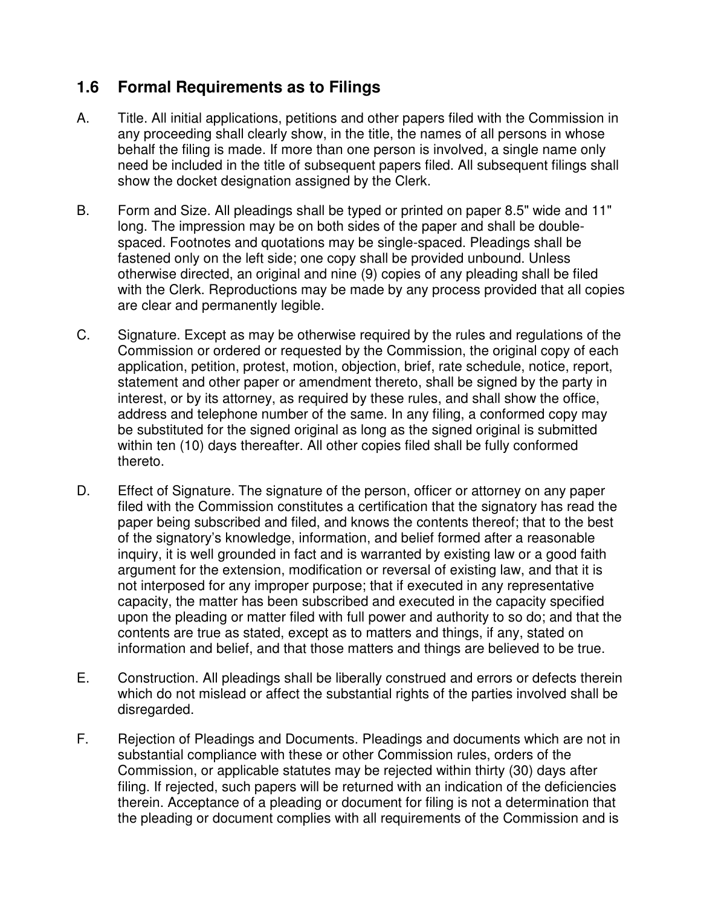## 1.6 Formal Requirements as to Filings

A. Title. All initial applications, petitions and other papers filed with the Commission in any proceeding shall clearly show, in the title, the names of all persons in whose behalf the filing is made. If more than one person is involved, a single name only need be included in the title of subsequent papers filed. All subsequent filings shall show the docket designation assigned by the Clerk.

B. Form and Size. All pleadings shall be typed or printed on paper 8.5" wide and 11" long. The impression may be on both sides of the paper and shall be double-spaced. Footnotes and quotations may be single-spaced. Pleadings shall be fastened only on the left side; one copy shall be provided unbound. Unless otherwise directed, an original and nine (9) copies of any pleading shall be filed with the Clerk. Reproductions may be made by any process provided that all copies are clear and permanently legible.

C. Signature. Except as may be otherwise required by the rules and regulations of the Commission or ordered or requested by the Commission, the original copy of each application, petition, protest, motion, objection, brief, rate schedule, notice, report, statement and other paper or amendment thereto, shall be signed by the party in interest, or by its attorney, as required by these rules, and shall show the office, address and telephone number of the same. In any filing, a conformed copy may be substituted for the signed original as long as the signed original is submitted within ten (10) days thereafter. All other copies filed shall be fully conformed thereto.

D. Effect of Signature. The signature of the person, officer or attorney on any paper filed with the Commission constitutes a certification that the signatory has read the paper being subscribed and filed, and knows the contents thereof; that to the best of the signatory's knowledge, information, and belief formed after a reasonable inquiry, it is well grounded in fact and is warranted by existing law or a good faith argument for the extension, modification or reversal of existing law, and that it is not interposed for any improper purpose; that if executed in any representative capacity, the matter has been subscribed and executed in the capacity specified upon the pleading or matter filed with full power and authority to so do; and that the contents are true as stated, except as to matters and things, if any, stated on information and belief, and that those matters and things are believed to be true.

E. Construction. All pleadings shall be liberally construed and errors or defects therein which do not mislead or affect the substantial rights of the parties involved shall be disregarded.

F. Rejection of Pleadings and Documents. Pleadings and documents which are not in substantial compliance with these or other Commission rules, orders of the Commission, or applicable statutes may be rejected within thirty (30) days after filing. If rejected, such papers will be returned with an indication of the deficiencies therein. Acceptance of a pleading or document for filing is not a determination that the pleading or document complies with all requirements of the Commission and is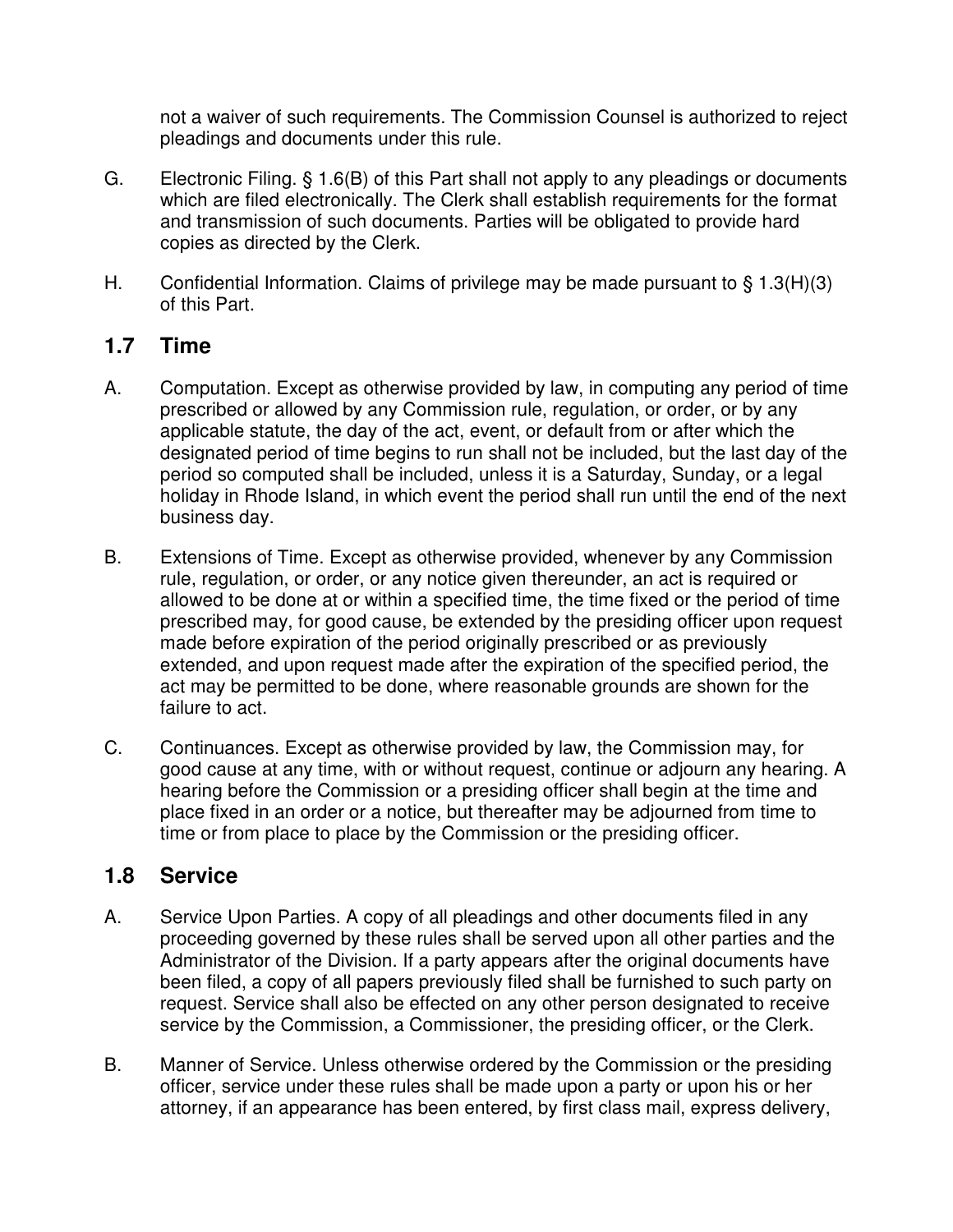not a waiver of such requirements. The Commission Counsel is authorized to reject pleadings and documents under this rule.

G. Electronic Filing. § 1.6(B) of this Part shall not apply to any pleadings or documents which are filed electronically. The Clerk shall establish requirements for the format and transmission of such documents. Parties will be obligated to provide hard copies as directed by the Clerk.

H. Confidential Information. Claims of privilege may be made pursuant to § 1.3(H)(3) of this Part.

## 1.7 Time

A. Computation. Except as otherwise provided by law, in computing any period of time prescribed or allowed by any Commission rule, regulation, or order, or by any applicable statute, the day of the act, event, or default from or after which the designated period of time begins to run shall not be included, but the last day of the period so computed shall be included, unless it is a Saturday, Sunday, or a legal holiday in Rhode Island, in which event the period shall run until the end of the next business day.

B. Extensions of Time. Except as otherwise provided, whenever by any Commission rule, regulation, or order, or any notice given thereunder, an act is required or allowed to be done at or within a specified time, the time fixed or the period of time prescribed may, for good cause, be extended by the presiding officer upon request made before expiration of the period originally prescribed or as previously extended, and upon request made after the expiration of the specified period, the act may be permitted to be done, where reasonable grounds are shown for the failure to act.

C. Continuances. Except as otherwise provided by law, the Commission may, for good cause at any time, with or without request, continue or adjourn any hearing. A hearing before the Commission or a presiding officer shall begin at the time and place fixed in an order or a notice, but thereafter may be adjourned from time to time or from place to place by the Commission or the presiding officer.

## 1.8 Service

A. Service Upon Parties. A copy of all pleadings and other documents filed in any proceeding governed by these rules shall be served upon all other parties and the Administrator of the Division. If a party appears after the original documents have been filed, a copy of all papers previously filed shall be furnished to such party on request. Service shall also be effected on any other person designated to receive service by the Commission, a Commissioner, the presiding officer, or the Clerk.

B. Manner of Service. Unless otherwise ordered by the Commission or the presiding officer, service under these rules shall be made upon a party or upon his or her attorney, if an appearance has been entered, by first class mail, express delivery,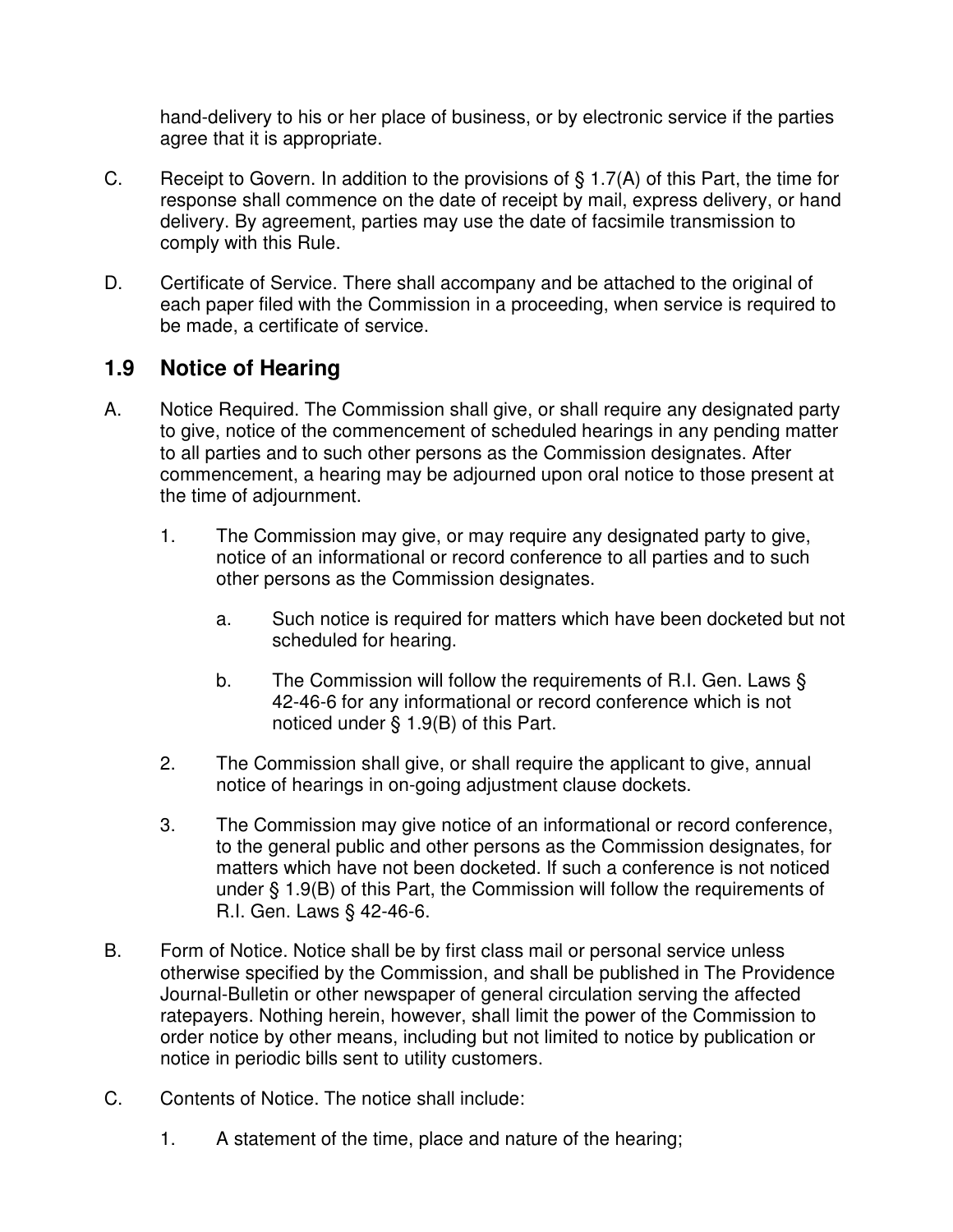hand-delivery to his or her place of business, or by electronic service if the parties agree that it is appropriate.

C. Receipt to Govern. In addition to the provisions of § 1.7(A) of this Part, the time for response shall commence on the date of receipt by mail, express delivery, or hand delivery. By agreement, parties may use the date of facsimile transmission to comply with this Rule.

D. Certificate of Service. There shall accompany and be attached to the original of each paper filed with the Commission in a proceeding, when service is required to be made, a certificate of service.

## 1.9 Notice of Hearing

A. Notice Required. The Commission shall give, or shall require any designated party to give, notice of the commencement of scheduled hearings in any pending matter to all parties and to such other persons as the Commission designates. After commencement, a hearing may be adjourned upon oral notice to those present at the time of adjournment.

  1. The Commission may give, or may require any designated party to give, notice of an informational or record conference to all parties and to such other persons as the Commission designates.

     a. Such notice is required for matters which have been docketed but not scheduled for hearing.

     b. The Commission will follow the requirements of R.I. Gen. Laws § 42-46-6 for any informational or record conference which is not noticed under § 1.9(B) of this Part.

  2. The Commission shall give, or shall require the applicant to give, annual notice of hearings in on-going adjustment clause dockets.

  3. The Commission may give notice of an informational or record conference, to the general public and other persons as the Commission designates, for matters which have not been docketed. If such a conference is not noticed under § 1.9(B) of this Part, the Commission will follow the requirements of R.I. Gen. Laws § 42-46-6.

B. Form of Notice. Notice shall be by first class mail or personal service unless otherwise specified by the Commission, and shall be published in The Providence Journal-Bulletin or other newspaper of general circulation serving the affected ratepayers. Nothing herein, however, shall limit the power of the Commission to order notice by other means, including but not limited to notice by publication or notice in periodic bills sent to utility customers.

C. Contents of Notice. The notice shall include:

  1. A statement of the time, place and nature of the hearing;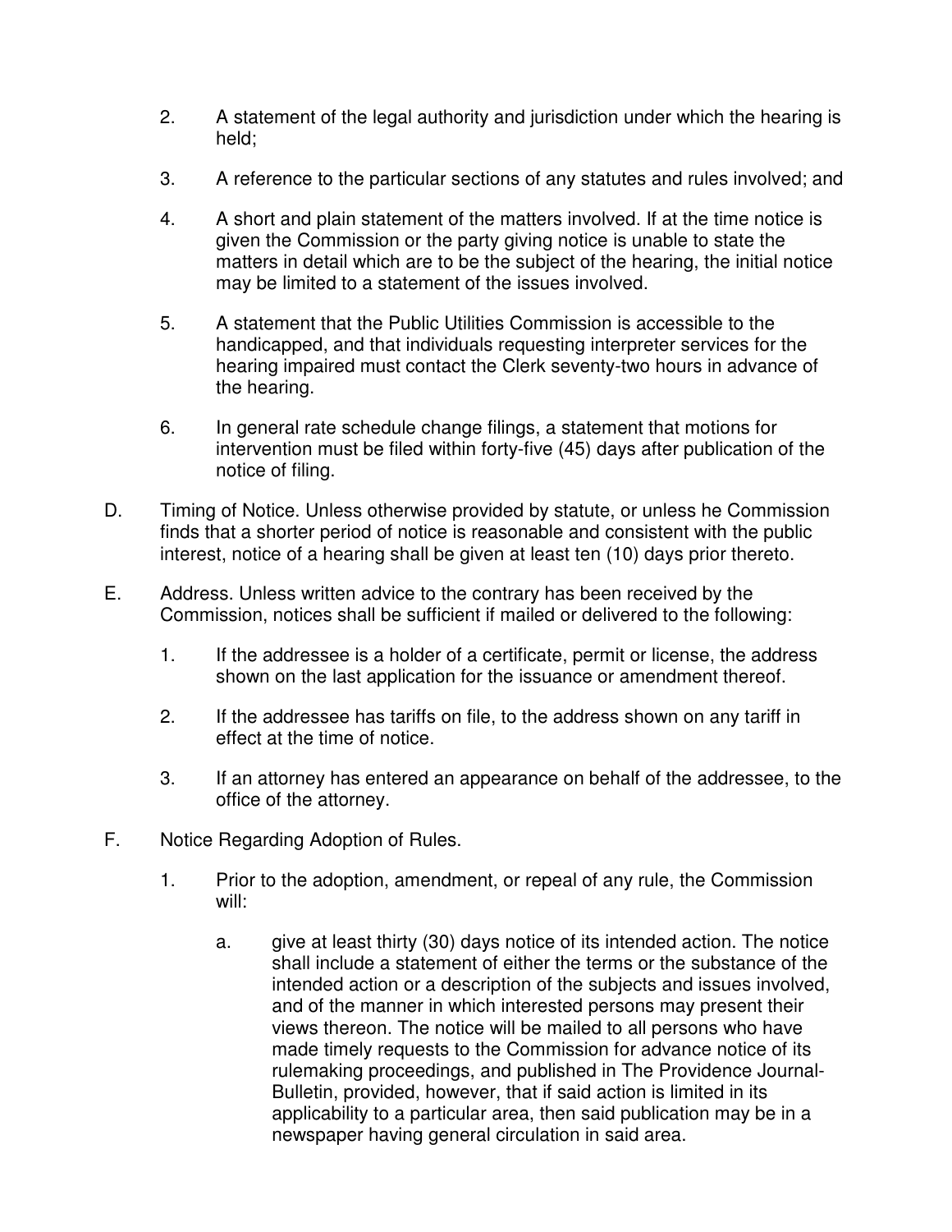2. A statement of the legal authority and jurisdiction under which the hearing is held;

3. A reference to the particular sections of any statutes and rules involved; and

4. A short and plain statement of the matters involved. If at the time notice is given the Commission or the party giving notice is unable to state the matters in detail which are to be the subject of the hearing, the initial notice may be limited to a statement of the issues involved.

5. A statement that the Public Utilities Commission is accessible to the handicapped, and that individuals requesting interpreter services for the hearing impaired must contact the Clerk seventy-two hours in advance of the hearing.

6. In general rate schedule change filings, a statement that motions for intervention must be filed within forty-five (45) days after publication of the notice of filing.

D. Timing of Notice. Unless otherwise provided by statute, or unless he Commission finds that a shorter period of notice is reasonable and consistent with the public interest, notice of a hearing shall be given at least ten (10) days prior thereto.

E. Address. Unless written advice to the contrary has been received by the Commission, notices shall be sufficient if mailed or delivered to the following:

1. If the addressee is a holder of a certificate, permit or license, the address shown on the last application for the issuance or amendment thereof.

2. If the addressee has tariffs on file, to the address shown on any tariff in effect at the time of notice.

3. If an attorney has entered an appearance on behalf of the addressee, to the office of the attorney.

F. Notice Regarding Adoption of Rules.

1. Prior to the adoption, amendment, or repeal of any rule, the Commission will:

   a. give at least thirty (30) days notice of its intended action. The notice shall include a statement of either the terms or the substance of the intended action or a description of the subjects and issues involved, and of the manner in which interested persons may present their views thereon. The notice will be mailed to all persons who have made timely requests to the Commission for advance notice of its rulemaking proceedings, and published in The Providence Journal-Bulletin, provided, however, that if said action is limited in its applicability to a particular area, then said publication may be in a newspaper having general circulation in said area.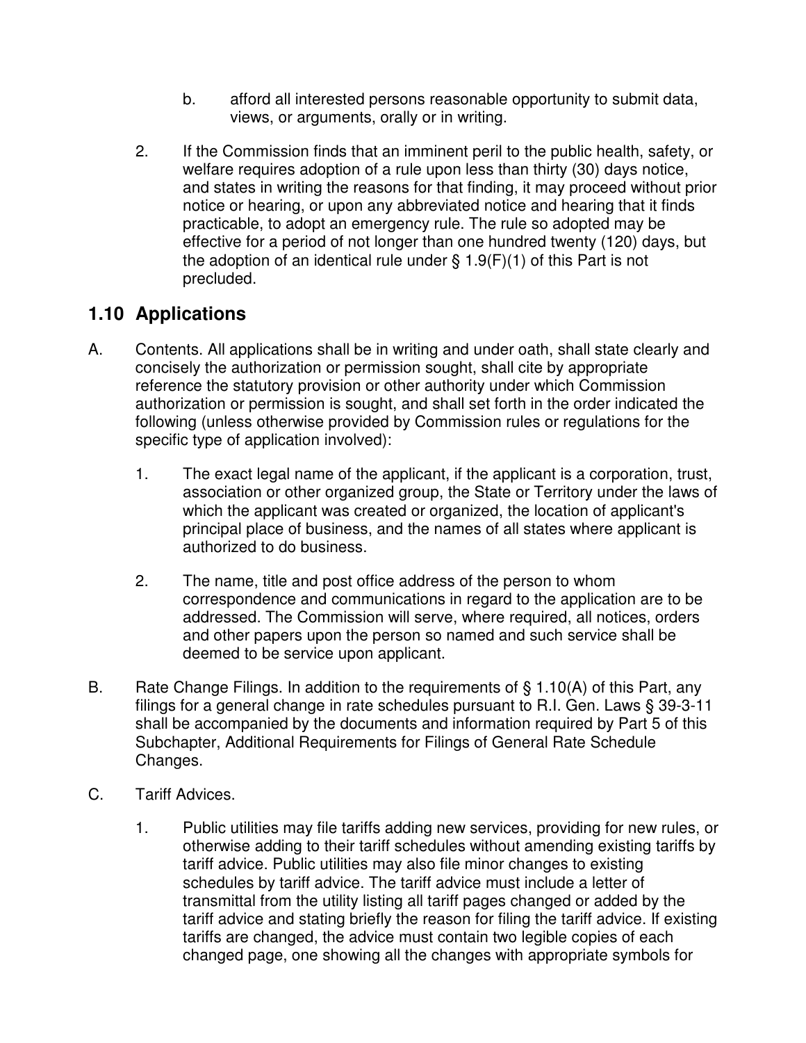b. afford all interested persons reasonable opportunity to submit data, views, or arguments, orally or in writing.

2. If the Commission finds that an imminent peril to the public health, safety, or welfare requires adoption of a rule upon less than thirty (30) days notice, and states in writing the reasons for that finding, it may proceed without prior notice or hearing, or upon any abbreviated notice and hearing that it finds practicable, to adopt an emergency rule. The rule so adopted may be effective for a period of not longer than one hundred twenty (120) days, but the adoption of an identical rule under § 1.9(F)(1) of this Part is not precluded.

## 1.10 Applications

A. Contents. All applications shall be in writing and under oath, shall state clearly and concisely the authorization or permission sought, shall cite by appropriate reference the statutory provision or other authority under which Commission authorization or permission is sought, and shall set forth in the order indicated the following (unless otherwise provided by Commission rules or regulations for the specific type of application involved):

1. The exact legal name of the applicant, if the applicant is a corporation, trust, association or other organized group, the State or Territory under the laws of which the applicant was created or organized, the location of applicant's principal place of business, and the names of all states where applicant is authorized to do business.

2. The name, title and post office address of the person to whom correspondence and communications in regard to the application are to be addressed. The Commission will serve, where required, all notices, orders and other papers upon the person so named and such service shall be deemed to be service upon applicant.

B. Rate Change Filings. In addition to the requirements of § 1.10(A) of this Part, any filings for a general change in rate schedules pursuant to R.I. Gen. Laws § 39-3-11 shall be accompanied by the documents and information required by Part 5 of this Subchapter, Additional Requirements for Filings of General Rate Schedule Changes.

C. Tariff Advices.

1. Public utilities may file tariffs adding new services, providing for new rules, or otherwise adding to their tariff schedules without amending existing tariffs by tariff advice. Public utilities may also file minor changes to existing schedules by tariff advice. The tariff advice must include a letter of transmittal from the utility listing all tariff pages changed or added by the tariff advice and stating briefly the reason for filing the tariff advice. If existing tariffs are changed, the advice must contain two legible copies of each changed page, one showing all the changes with appropriate symbols for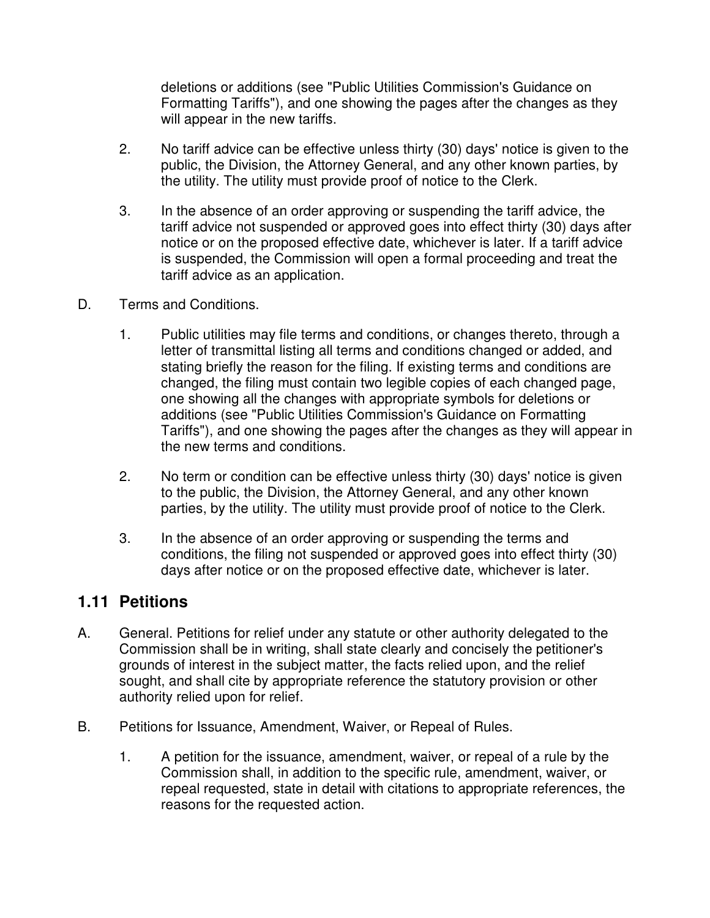deletions or additions (see "Public Utilities Commission's Guidance on Formatting Tariffs"), and one showing the pages after the changes as they will appear in the new tariffs.

2. No tariff advice can be effective unless thirty (30) days' notice is given to the public, the Division, the Attorney General, and any other known parties, by the utility. The utility must provide proof of notice to the Clerk.

3. In the absence of an order approving or suspending the tariff advice, the tariff advice not suspended or approved goes into effect thirty (30) days after notice or on the proposed effective date, whichever is later. If a tariff advice is suspended, the Commission will open a formal proceeding and treat the tariff advice as an application.

D. Terms and Conditions.

1. Public utilities may file terms and conditions, or changes thereto, through a letter of transmittal listing all terms and conditions changed or added, and stating briefly the reason for the filing. If existing terms and conditions are changed, the filing must contain two legible copies of each changed page, one showing all the changes with appropriate symbols for deletions or additions (see "Public Utilities Commission's Guidance on Formatting Tariffs"), and one showing the pages after the changes as they will appear in the new terms and conditions.

2. No term or condition can be effective unless thirty (30) days' notice is given to the public, the Division, the Attorney General, and any other known parties, by the utility. The utility must provide proof of notice to the Clerk.

3. In the absence of an order approving or suspending the terms and conditions, the filing not suspended or approved goes into effect thirty (30) days after notice or on the proposed effective date, whichever is later.

## 1.11 Petitions

A. General. Petitions for relief under any statute or other authority delegated to the Commission shall be in writing, shall state clearly and concisely the petitioner's grounds of interest in the subject matter, the facts relied upon, and the relief sought, and shall cite by appropriate reference the statutory provision or other authority relied upon for relief.

B. Petitions for Issuance, Amendment, Waiver, or Repeal of Rules.

1. A petition for the issuance, amendment, waiver, or repeal of a rule by the Commission shall, in addition to the specific rule, amendment, waiver, or repeal requested, state in detail with citations to appropriate references, the reasons for the requested action.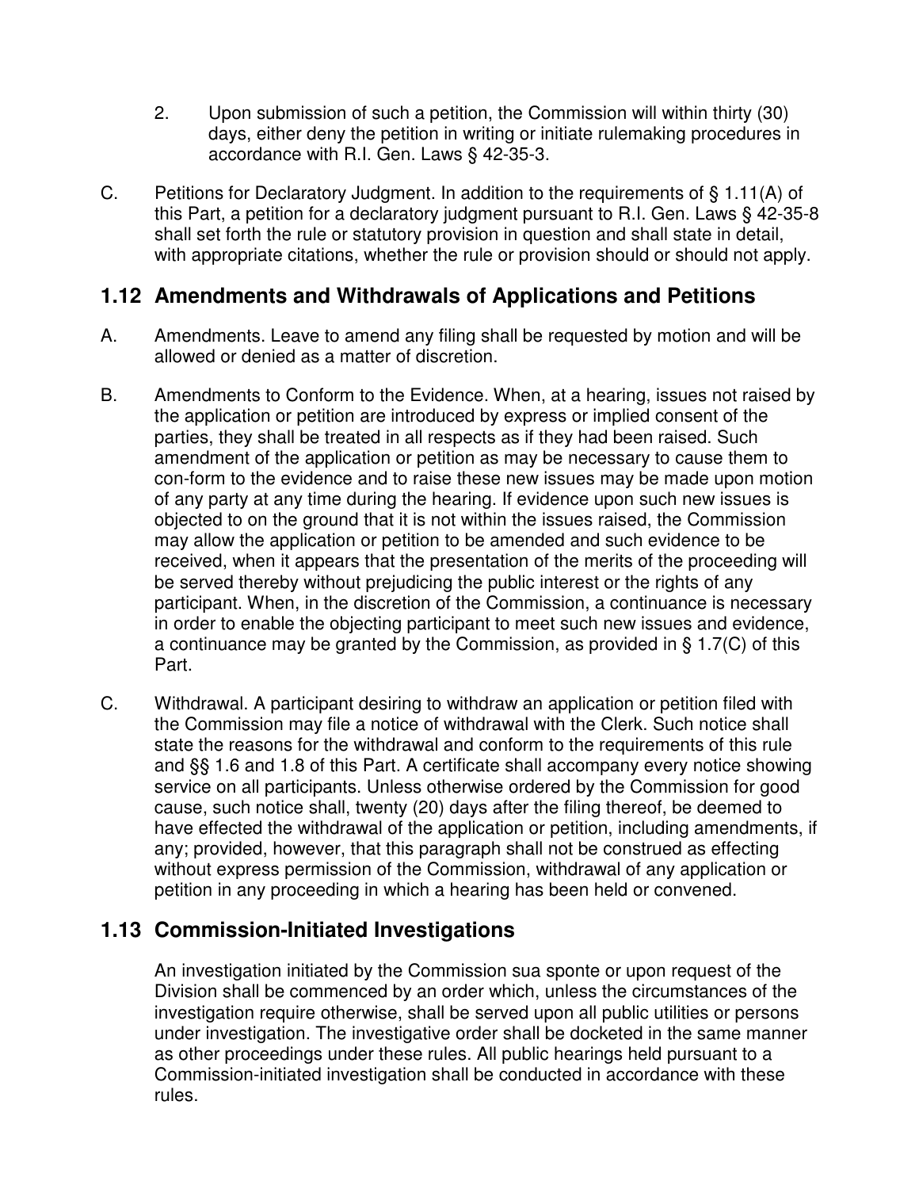2. Upon submission of such a petition, the Commission will within thirty (30) days, either deny the petition in writing or initiate rulemaking procedures in accordance with R.I. Gen. Laws § 42-35-3.

C. Petitions for Declaratory Judgment. In addition to the requirements of § 1.11(A) of this Part, a petition for a declaratory judgment pursuant to R.I. Gen. Laws § 42-35-8 shall set forth the rule or statutory provision in question and shall state in detail, with appropriate citations, whether the rule or provision should or should not apply.

## 1.12 Amendments and Withdrawals of Applications and Petitions

A. Amendments. Leave to amend any filing shall be requested by motion and will be allowed or denied as a matter of discretion.

B. Amendments to Conform to the Evidence. When, at a hearing, issues not raised by the application or petition are introduced by express or implied consent of the parties, they shall be treated in all respects as if they had been raised. Such amendment of the application or petition as may be necessary to cause them to con-form to the evidence and to raise these new issues may be made upon motion of any party at any time during the hearing. If evidence upon such new issues is objected to on the ground that it is not within the issues raised, the Commission may allow the application or petition to be amended and such evidence to be received, when it appears that the presentation of the merits of the proceeding will be served thereby without prejudicing the public interest or the rights of any participant. When, in the discretion of the Commission, a continuance is necessary in order to enable the objecting participant to meet such new issues and evidence, a continuance may be granted by the Commission, as provided in § 1.7(C) of this Part.

C. Withdrawal. A participant desiring to withdraw an application or petition filed with the Commission may file a notice of withdrawal with the Clerk. Such notice shall state the reasons for the withdrawal and conform to the requirements of this rule and §§ 1.6 and 1.8 of this Part. A certificate shall accompany every notice showing service on all participants. Unless otherwise ordered by the Commission for good cause, such notice shall, twenty (20) days after the filing thereof, be deemed to have effected the withdrawal of the application or petition, including amendments, if any; provided, however, that this paragraph shall not be construed as effecting without express permission of the Commission, withdrawal of any application or petition in any proceeding in which a hearing has been held or convened.

## 1.13 Commission-Initiated Investigations

An investigation initiated by the Commission sua sponte or upon request of the Division shall be commenced by an order which, unless the circumstances of the investigation require otherwise, shall be served upon all public utilities or persons under investigation. The investigative order shall be docketed in the same manner as other proceedings under these rules. All public hearings held pursuant to a Commission-initiated investigation shall be conducted in accordance with these rules.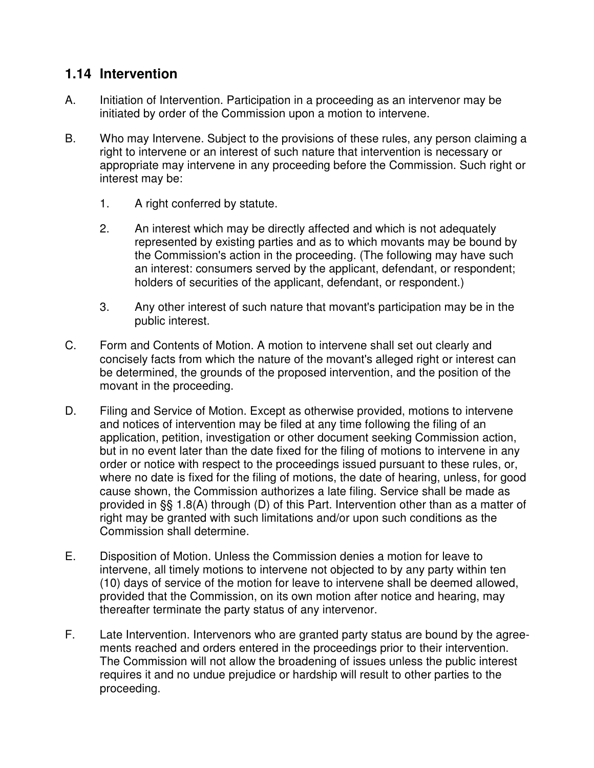## 1.14 Intervention

A. Initiation of Intervention. Participation in a proceeding as an intervenor may be initiated by order of the Commission upon a motion to intervene.

B. Who may Intervene. Subject to the provisions of these rules, any person claiming a right to intervene or an interest of such nature that intervention is necessary or appropriate may intervene in any proceeding before the Commission. Such right or interest may be:

   1. A right conferred by statute.

   2. An interest which may be directly affected and which is not adequately represented by existing parties and as to which movants may be bound by the Commission's action in the proceeding. (The following may have such an interest: consumers served by the applicant, defendant, or respondent; holders of securities of the applicant, defendant, or respondent.)

   3. Any other interest of such nature that movant's participation may be in the public interest.

C. Form and Contents of Motion. A motion to intervene shall set out clearly and concisely facts from which the nature of the movant's alleged right or interest can be determined, the grounds of the proposed intervention, and the position of the movant in the proceeding.

D. Filing and Service of Motion. Except as otherwise provided, motions to intervene and notices of intervention may be filed at any time following the filing of an application, petition, investigation or other document seeking Commission action, but in no event later than the date fixed for the filing of motions to intervene in any order or notice with respect to the proceedings issued pursuant to these rules, or, where no date is fixed for the filing of motions, the date of hearing, unless, for good cause shown, the Commission authorizes a late filing. Service shall be made as provided in §§ 1.8(A) through (D) of this Part. Intervention other than as a matter of right may be granted with such limitations and/or upon such conditions as the Commission shall determine.

E. Disposition of Motion. Unless the Commission denies a motion for leave to intervene, all timely motions to intervene not objected to by any party within ten (10) days of service of the motion for leave to intervene shall be deemed allowed, provided that the Commission, on its own motion after notice and hearing, may thereafter terminate the party status of any intervenor.

F. Late Intervention. Intervenors who are granted party status are bound by the agreements reached and orders entered in the proceedings prior to their intervention. The Commission will not allow the broadening of issues unless the public interest requires it and no undue prejudice or hardship will result to other parties to the proceeding.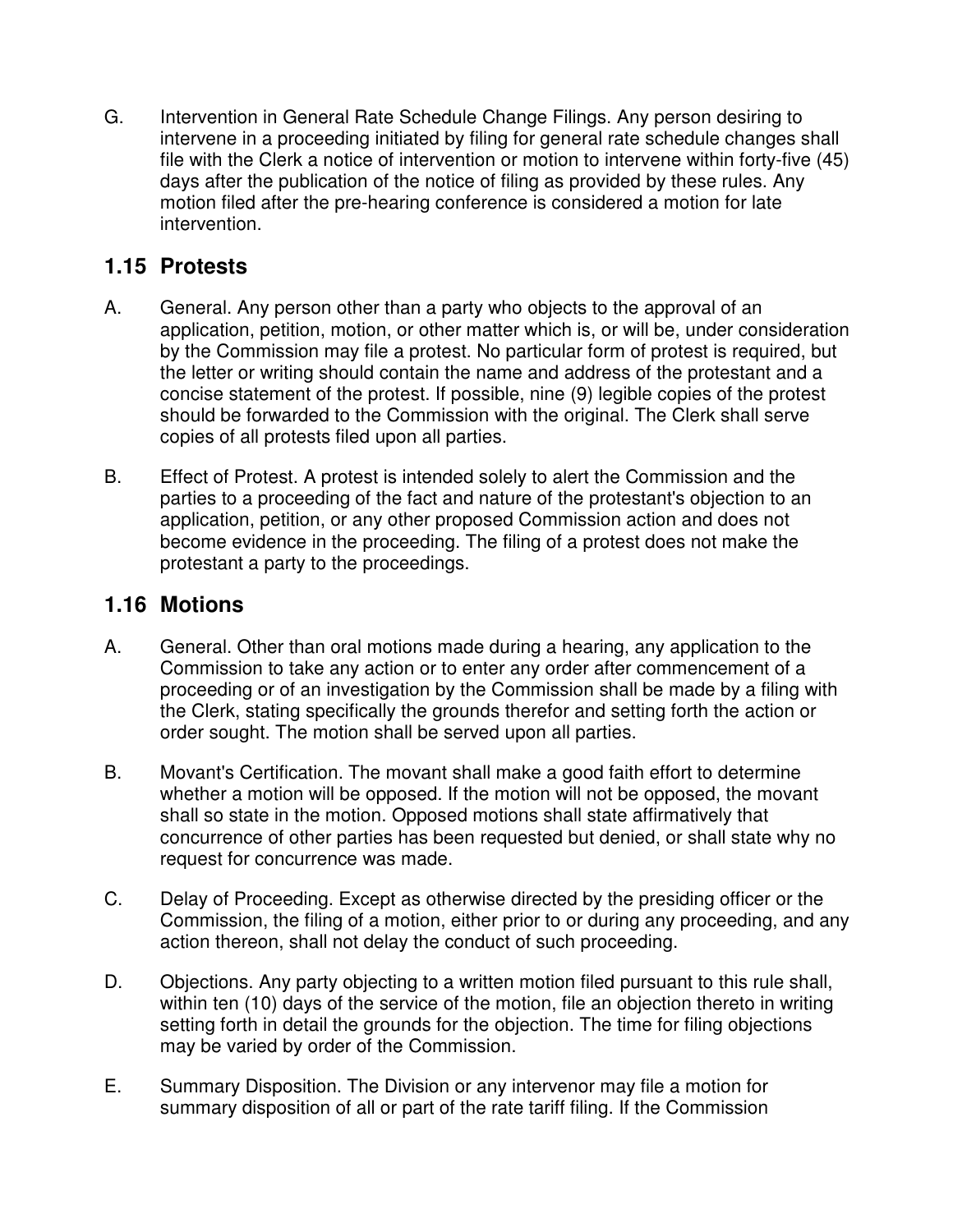G. Intervention in General Rate Schedule Change Filings. Any person desiring to intervene in a proceeding initiated by filing for general rate schedule changes shall file with the Clerk a notice of intervention or motion to intervene within forty-five (45) days after the publication of the notice of filing as provided by these rules. Any motion filed after the pre-hearing conference is considered a motion for late intervention.

## 1.15 Protests

A. General. Any person other than a party who objects to the approval of an application, petition, motion, or other matter which is, or will be, under consideration by the Commission may file a protest. No particular form of protest is required, but the letter or writing should contain the name and address of the protestant and a concise statement of the protest. If possible, nine (9) legible copies of the protest should be forwarded to the Commission with the original. The Clerk shall serve copies of all protests filed upon all parties.

B. Effect of Protest. A protest is intended solely to alert the Commission and the parties to a proceeding of the fact and nature of the protestant's objection to an application, petition, or any other proposed Commission action and does not become evidence in the proceeding. The filing of a protest does not make the protestant a party to the proceedings.

## 1.16 Motions

A. General. Other than oral motions made during a hearing, any application to the Commission to take any action or to enter any order after commencement of a proceeding or of an investigation by the Commission shall be made by a filing with the Clerk, stating specifically the grounds therefor and setting forth the action or order sought. The motion shall be served upon all parties.

B. Movant's Certification. The movant shall make a good faith effort to determine whether a motion will be opposed. If the motion will not be opposed, the movant shall so state in the motion. Opposed motions shall state affirmatively that concurrence of other parties has been requested but denied, or shall state why no request for concurrence was made.

C. Delay of Proceeding. Except as otherwise directed by the presiding officer or the Commission, the filing of a motion, either prior to or during any proceeding, and any action thereon, shall not delay the conduct of such proceeding.

D. Objections. Any party objecting to a written motion filed pursuant to this rule shall, within ten (10) days of the service of the motion, file an objection thereto in writing setting forth in detail the grounds for the objection. The time for filing objections may be varied by order of the Commission.

E. Summary Disposition. The Division or any intervenor may file a motion for summary disposition of all or part of the rate tariff filing. If the Commission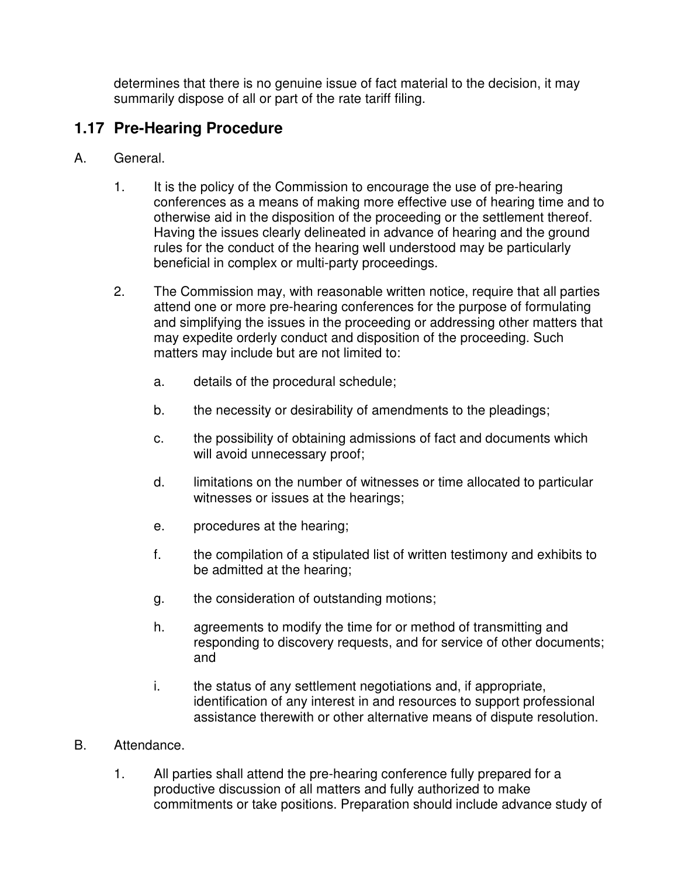determines that there is no genuine issue of fact material to the decision, it may summarily dispose of all or part of the rate tariff filing.

## 1.17 Pre-Hearing Procedure

A. General.

1. It is the policy of the Commission to encourage the use of pre-hearing conferences as a means of making more effective use of hearing time and to otherwise aid in the disposition of the proceeding or the settlement thereof. Having the issues clearly delineated in advance of hearing and the ground rules for the conduct of the hearing well understood may be particularly beneficial in complex or multi-party proceedings.

2. The Commission may, with reasonable written notice, require that all parties attend one or more pre-hearing conferences for the purpose of formulating and simplifying the issues in the proceeding or addressing other matters that may expedite orderly conduct and disposition of the proceeding. Such matters may include but are not limited to:

   a. details of the procedural schedule;

   b. the necessity or desirability of amendments to the pleadings;

   c. the possibility of obtaining admissions of fact and documents which will avoid unnecessary proof;

   d. limitations on the number of witnesses or time allocated to particular witnesses or issues at the hearings;

   e. procedures at the hearing;

   f. the compilation of a stipulated list of written testimony and exhibits to be admitted at the hearing;

   g. the consideration of outstanding motions;

   h. agreements to modify the time for or method of transmitting and responding to discovery requests, and for service of other documents; and

   i. the status of any settlement negotiations and, if appropriate, identification of any interest in and resources to support professional assistance therewith or other alternative means of dispute resolution.

B. Attendance.

1. All parties shall attend the pre-hearing conference fully prepared for a productive discussion of all matters and fully authorized to make commitments or take positions. Preparation should include advance study of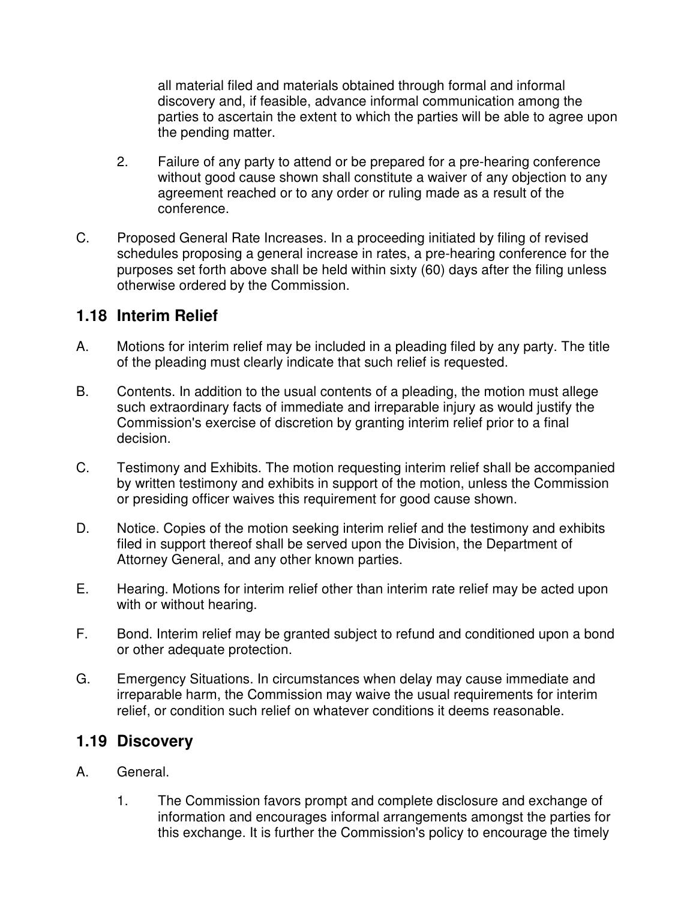all material filed and materials obtained through formal and informal discovery and, if feasible, advance informal communication among the parties to ascertain the extent to which the parties will be able to agree upon the pending matter.

2. Failure of any party to attend or be prepared for a pre-hearing conference without good cause shown shall constitute a waiver of any objection to any agreement reached or to any order or ruling made as a result of the conference.

C. Proposed General Rate Increases. In a proceeding initiated by filing of revised schedules proposing a general increase in rates, a pre-hearing conference for the purposes set forth above shall be held within sixty (60) days after the filing unless otherwise ordered by the Commission.

## 1.18 Interim Relief

A. Motions for interim relief may be included in a pleading filed by any party. The title of the pleading must clearly indicate that such relief is requested.

B. Contents. In addition to the usual contents of a pleading, the motion must allege such extraordinary facts of immediate and irreparable injury as would justify the Commission's exercise of discretion by granting interim relief prior to a final decision.

C. Testimony and Exhibits. The motion requesting interim relief shall be accompanied by written testimony and exhibits in support of the motion, unless the Commission or presiding officer waives this requirement for good cause shown.

D. Notice. Copies of the motion seeking interim relief and the testimony and exhibits filed in support thereof shall be served upon the Division, the Department of Attorney General, and any other known parties.

E. Hearing. Motions for interim relief other than interim rate relief may be acted upon with or without hearing.

F. Bond. Interim relief may be granted subject to refund and conditioned upon a bond or other adequate protection.

G. Emergency Situations. In circumstances when delay may cause immediate and irreparable harm, the Commission may waive the usual requirements for interim relief, or condition such relief on whatever conditions it deems reasonable.

## 1.19 Discovery

A. General.

1. The Commission favors prompt and complete disclosure and exchange of information and encourages informal arrangements amongst the parties for this exchange. It is further the Commission's policy to encourage the timely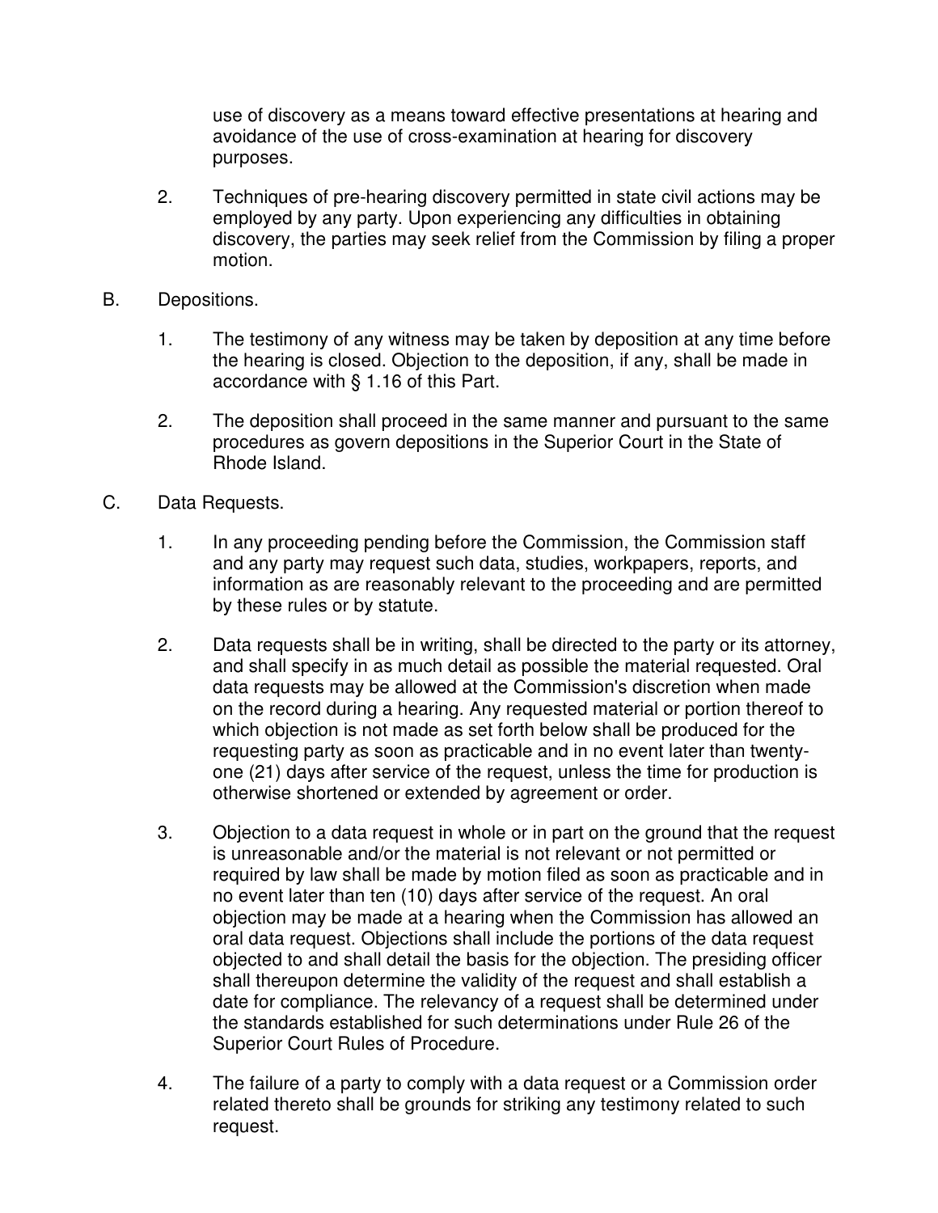use of discovery as a means toward effective presentations at hearing and avoidance of the use of cross-examination at hearing for discovery purposes.

2. Techniques of pre-hearing discovery permitted in state civil actions may be employed by any party. Upon experiencing any difficulties in obtaining discovery, the parties may seek relief from the Commission by filing a proper motion.

B. Depositions.

1. The testimony of any witness may be taken by deposition at any time before the hearing is closed. Objection to the deposition, if any, shall be made in accordance with § 1.16 of this Part.

2. The deposition shall proceed in the same manner and pursuant to the same procedures as govern depositions in the Superior Court in the State of Rhode Island.

C. Data Requests.

1. In any proceeding pending before the Commission, the Commission staff and any party may request such data, studies, workpapers, reports, and information as are reasonably relevant to the proceeding and are permitted by these rules or by statute.

2. Data requests shall be in writing, shall be directed to the party or its attorney, and shall specify in as much detail as possible the material requested. Oral data requests may be allowed at the Commission's discretion when made on the record during a hearing. Any requested material or portion thereof to which objection is not made as set forth below shall be produced for the requesting party as soon as practicable and in no event later than twenty-one (21) days after service of the request, unless the time for production is otherwise shortened or extended by agreement or order.

3. Objection to a data request in whole or in part on the ground that the request is unreasonable and/or the material is not relevant or not permitted or required by law shall be made by motion filed as soon as practicable and in no event later than ten (10) days after service of the request. An oral objection may be made at a hearing when the Commission has allowed an oral data request. Objections shall include the portions of the data request objected to and shall detail the basis for the objection. The presiding officer shall thereupon determine the validity of the request and shall establish a date for compliance. The relevancy of a request shall be determined under the standards established for such determinations under Rule 26 of the Superior Court Rules of Procedure.

4. The failure of a party to comply with a data request or a Commission order related thereto shall be grounds for striking any testimony related to such request.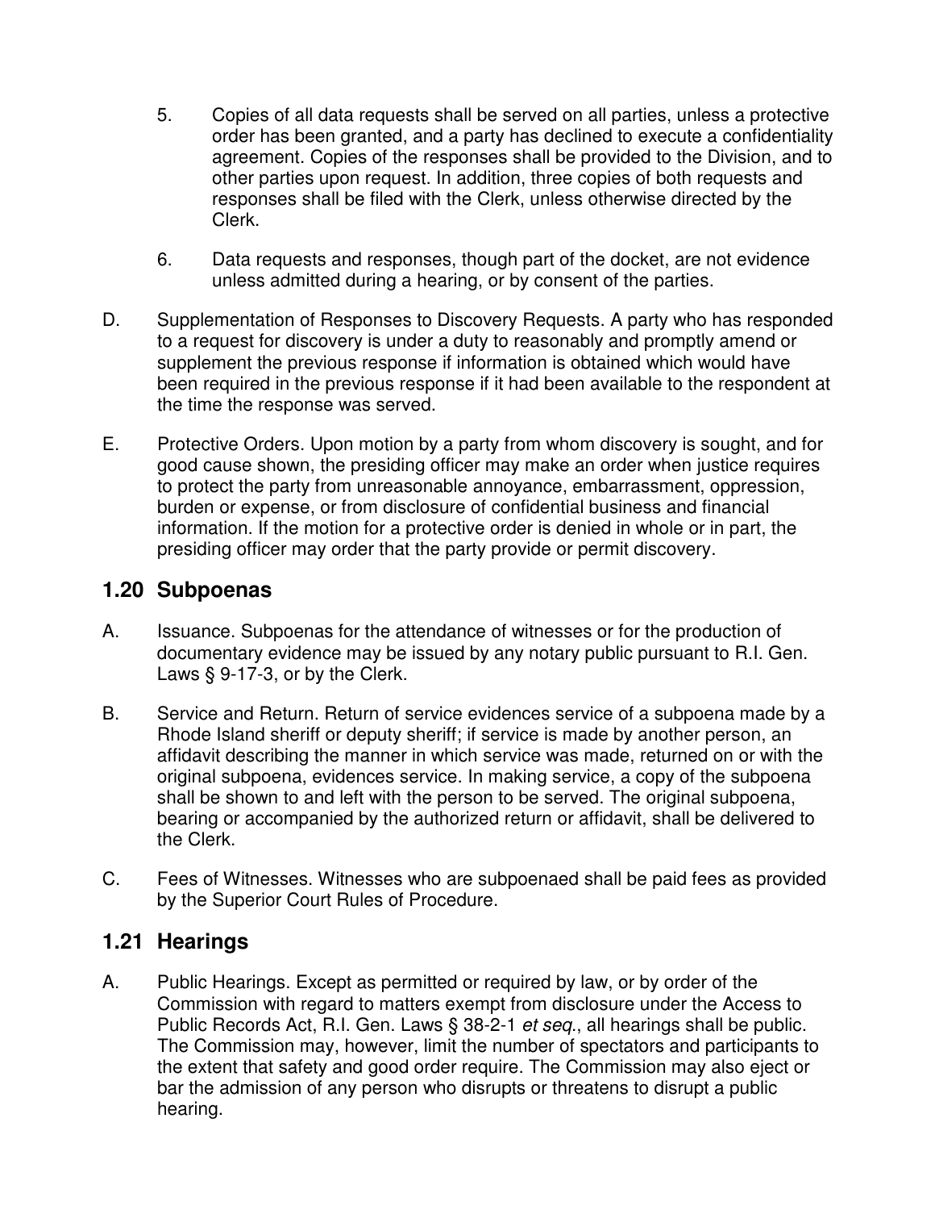5. Copies of all data requests shall be served on all parties, unless a protective order has been granted, and a party has declined to execute a confidentiality agreement. Copies of the responses shall be provided to the Division, and to other parties upon request. In addition, three copies of both requests and responses shall be filed with the Clerk, unless otherwise directed by the Clerk.

6. Data requests and responses, though part of the docket, are not evidence unless admitted during a hearing, or by consent of the parties.

D. Supplementation of Responses to Discovery Requests. A party who has responded to a request for discovery is under a duty to reasonably and promptly amend or supplement the previous response if information is obtained which would have been required in the previous response if it had been available to the respondent at the time the response was served.

E. Protective Orders. Upon motion by a party from whom discovery is sought, and for good cause shown, the presiding officer may make an order when justice requires to protect the party from unreasonable annoyance, embarrassment, oppression, burden or expense, or from disclosure of confidential business and financial information. If the motion for a protective order is denied in whole or in part, the presiding officer may order that the party provide or permit discovery.

## 1.20 Subpoenas

A. Issuance. Subpoenas for the attendance of witnesses or for the production of documentary evidence may be issued by any notary public pursuant to R.I. Gen. Laws § 9-17-3, or by the Clerk.

B. Service and Return. Return of service evidences service of a subpoena made by a Rhode Island sheriff or deputy sheriff; if service is made by another person, an affidavit describing the manner in which service was made, returned on or with the original subpoena, evidences service. In making service, a copy of the subpoena shall be shown to and left with the person to be served. The original subpoena, bearing or accompanied by the authorized return or affidavit, shall be delivered to the Clerk.

C. Fees of Witnesses. Witnesses who are subpoenaed shall be paid fees as provided by the Superior Court Rules of Procedure.

## 1.21 Hearings

A. Public Hearings. Except as permitted or required by law, or by order of the Commission with regard to matters exempt from disclosure under the Access to Public Records Act, R.I. Gen. Laws § 38-2-1 *et seq.*, all hearings shall be public. The Commission may, however, limit the number of spectators and participants to the extent that safety and good order require. The Commission may also eject or bar the admission of any person who disrupts or threatens to disrupt a public hearing.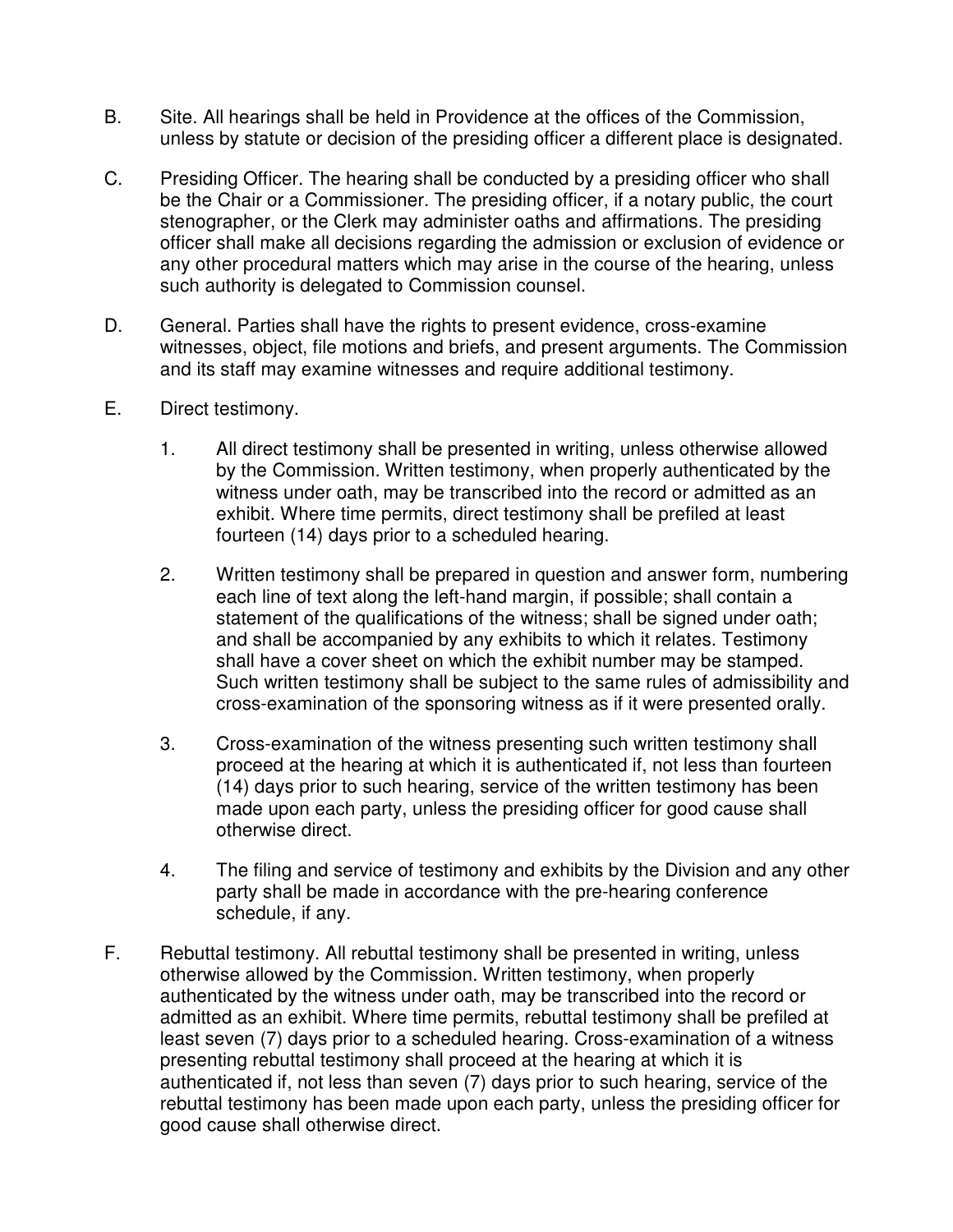B. Site. All hearings shall be held in Providence at the offices of the Commission, unless by statute or decision of the presiding officer a different place is designated.

C. Presiding Officer. The hearing shall be conducted by a presiding officer who shall be the Chair or a Commissioner. The presiding officer, if a notary public, the court stenographer, or the Clerk may administer oaths and affirmations. The presiding officer shall make all decisions regarding the admission or exclusion of evidence or any other procedural matters which may arise in the course of the hearing, unless such authority is delegated to Commission counsel.

D. General. Parties shall have the rights to present evidence, cross-examine witnesses, object, file motions and briefs, and present arguments. The Commission and its staff may examine witnesses and require additional testimony.

E. Direct testimony.

1. All direct testimony shall be presented in writing, unless otherwise allowed by the Commission. Written testimony, when properly authenticated by the witness under oath, may be transcribed into the record or admitted as an exhibit. Where time permits, direct testimony shall be prefiled at least fourteen (14) days prior to a scheduled hearing.

2. Written testimony shall be prepared in question and answer form, numbering each line of text along the left-hand margin, if possible; shall contain a statement of the qualifications of the witness; shall be signed under oath; and shall be accompanied by any exhibits to which it relates. Testimony shall have a cover sheet on which the exhibit number may be stamped. Such written testimony shall be subject to the same rules of admissibility and cross-examination of the sponsoring witness as if it were presented orally.

3. Cross-examination of the witness presenting such written testimony shall proceed at the hearing at which it is authenticated if, not less than fourteen (14) days prior to such hearing, service of the written testimony has been made upon each party, unless the presiding officer for good cause shall otherwise direct.

4. The filing and service of testimony and exhibits by the Division and any other party shall be made in accordance with the pre-hearing conference schedule, if any.

F. Rebuttal testimony. All rebuttal testimony shall be presented in writing, unless otherwise allowed by the Commission. Written testimony, when properly authenticated by the witness under oath, may be transcribed into the record or admitted as an exhibit. Where time permits, rebuttal testimony shall be prefiled at least seven (7) days prior to a scheduled hearing. Cross-examination of a witness presenting rebuttal testimony shall proceed at the hearing at which it is authenticated if, not less than seven (7) days prior to such hearing, service of the rebuttal testimony has been made upon each party, unless the presiding officer for good cause shall otherwise direct.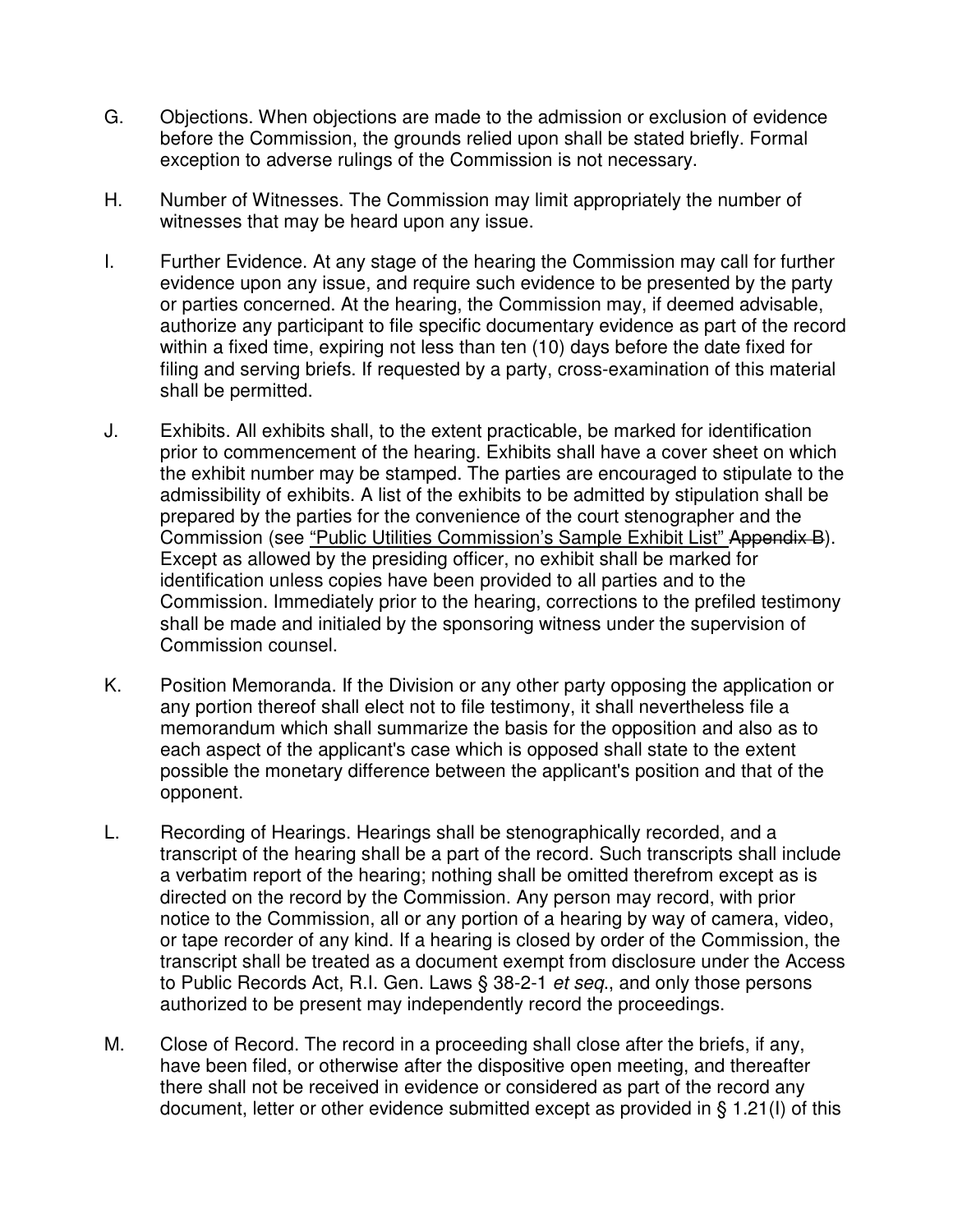G. Objections. When objections are made to the admission or exclusion of evidence before the Commission, the grounds relied upon shall be stated briefly. Formal exception to adverse rulings of the Commission is not necessary.

H. Number of Witnesses. The Commission may limit appropriately the number of witnesses that may be heard upon any issue.

I. Further Evidence. At any stage of the hearing the Commission may call for further evidence upon any issue, and require such evidence to be presented by the party or parties concerned. At the hearing, the Commission may, if deemed advisable, authorize any participant to file specific documentary evidence as part of the record within a fixed time, expiring not less than ten (10) days before the date fixed for filing and serving briefs. If requested by a party, cross-examination of this material shall be permitted.

J. Exhibits. All exhibits shall, to the extent practicable, be marked for identification prior to commencement of the hearing. Exhibits shall have a cover sheet on which the exhibit number may be stamped. The parties are encouraged to stipulate to the admissibility of exhibits. A list of the exhibits to be admitted by stipulation shall be prepared by the parties for the convenience of the court stenographer and the Commission (see "Public Utilities Commission's Sample Exhibit List" ~~Appendix B~~). Except as allowed by the presiding officer, no exhibit shall be marked for identification unless copies have been provided to all parties and to the Commission. Immediately prior to the hearing, corrections to the prefiled testimony shall be made and initialed by the sponsoring witness under the supervision of Commission counsel.

K. Position Memoranda. If the Division or any other party opposing the application or any portion thereof shall elect not to file testimony, it shall nevertheless file a memorandum which shall summarize the basis for the opposition and also as to each aspect of the applicant's case which is opposed shall state to the extent possible the monetary difference between the applicant's position and that of the opponent.

L. Recording of Hearings. Hearings shall be stenographically recorded, and a transcript of the hearing shall be a part of the record. Such transcripts shall include a verbatim report of the hearing; nothing shall be omitted therefrom except as is directed on the record by the Commission. Any person may record, with prior notice to the Commission, all or any portion of a hearing by way of camera, video, or tape recorder of any kind. If a hearing is closed by order of the Commission, the transcript shall be treated as a document exempt from disclosure under the Access to Public Records Act, R.I. Gen. Laws § 38-2-1 *et seq*., and only those persons authorized to be present may independently record the proceedings.

M. Close of Record. The record in a proceeding shall close after the briefs, if any, have been filed, or otherwise after the dispositive open meeting, and thereafter there shall not be received in evidence or considered as part of the record any document, letter or other evidence submitted except as provided in § 1.21(I) of this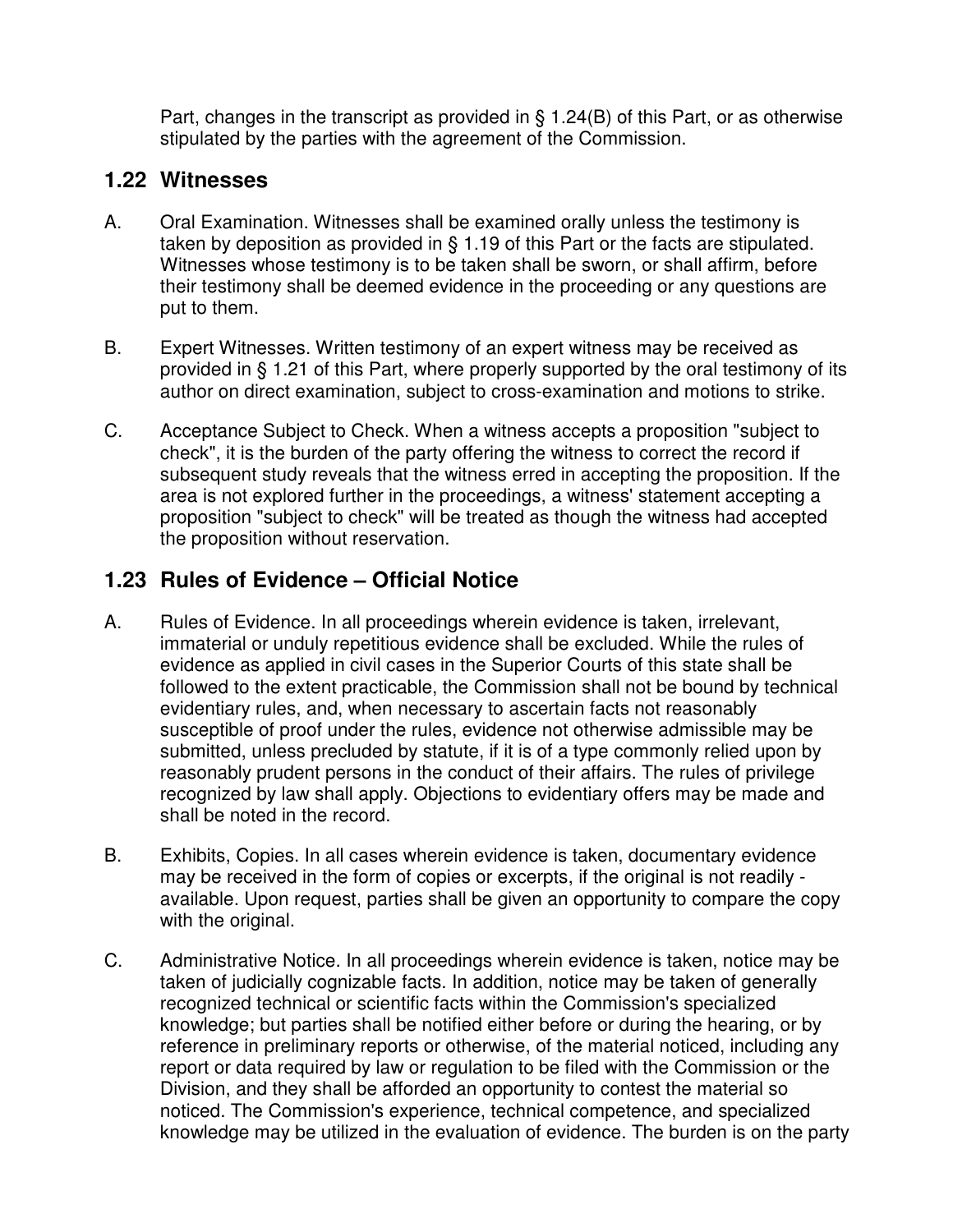Part, changes in the transcript as provided in § 1.24(B) of this Part, or as otherwise stipulated by the parties with the agreement of the Commission.

## 1.22 Witnesses

A. Oral Examination. Witnesses shall be examined orally unless the testimony is taken by deposition as provided in § 1.19 of this Part or the facts are stipulated. Witnesses whose testimony is to be taken shall be sworn, or shall affirm, before their testimony shall be deemed evidence in the proceeding or any questions are put to them.

B. Expert Witnesses. Written testimony of an expert witness may be received as provided in § 1.21 of this Part, where properly supported by the oral testimony of its author on direct examination, subject to cross-examination and motions to strike.

C. Acceptance Subject to Check. When a witness accepts a proposition "subject to check", it is the burden of the party offering the witness to correct the record if subsequent study reveals that the witness erred in accepting the proposition. If the area is not explored further in the proceedings, a witness' statement accepting a proposition "subject to check" will be treated as though the witness had accepted the proposition without reservation.

## 1.23 Rules of Evidence – Official Notice

A. Rules of Evidence. In all proceedings wherein evidence is taken, irrelevant, immaterial or unduly repetitious evidence shall be excluded. While the rules of evidence as applied in civil cases in the Superior Courts of this state shall be followed to the extent practicable, the Commission shall not be bound by technical evidentiary rules, and, when necessary to ascertain facts not reasonably susceptible of proof under the rules, evidence not otherwise admissible may be submitted, unless precluded by statute, if it is of a type commonly relied upon by reasonably prudent persons in the conduct of their affairs. The rules of privilege recognized by law shall apply. Objections to evidentiary offers may be made and shall be noted in the record.

B. Exhibits, Copies. In all cases wherein evidence is taken, documentary evidence may be received in the form of copies or excerpts, if the original is not readily - available. Upon request, parties shall be given an opportunity to compare the copy with the original.

C. Administrative Notice. In all proceedings wherein evidence is taken, notice may be taken of judicially cognizable facts. In addition, notice may be taken of generally recognized technical or scientific facts within the Commission's specialized knowledge; but parties shall be notified either before or during the hearing, or by reference in preliminary reports or otherwise, of the material noticed, including any report or data required by law or regulation to be filed with the Commission or the Division, and they shall be afforded an opportunity to contest the material so noticed. The Commission's experience, technical competence, and specialized knowledge may be utilized in the evaluation of evidence. The burden is on the party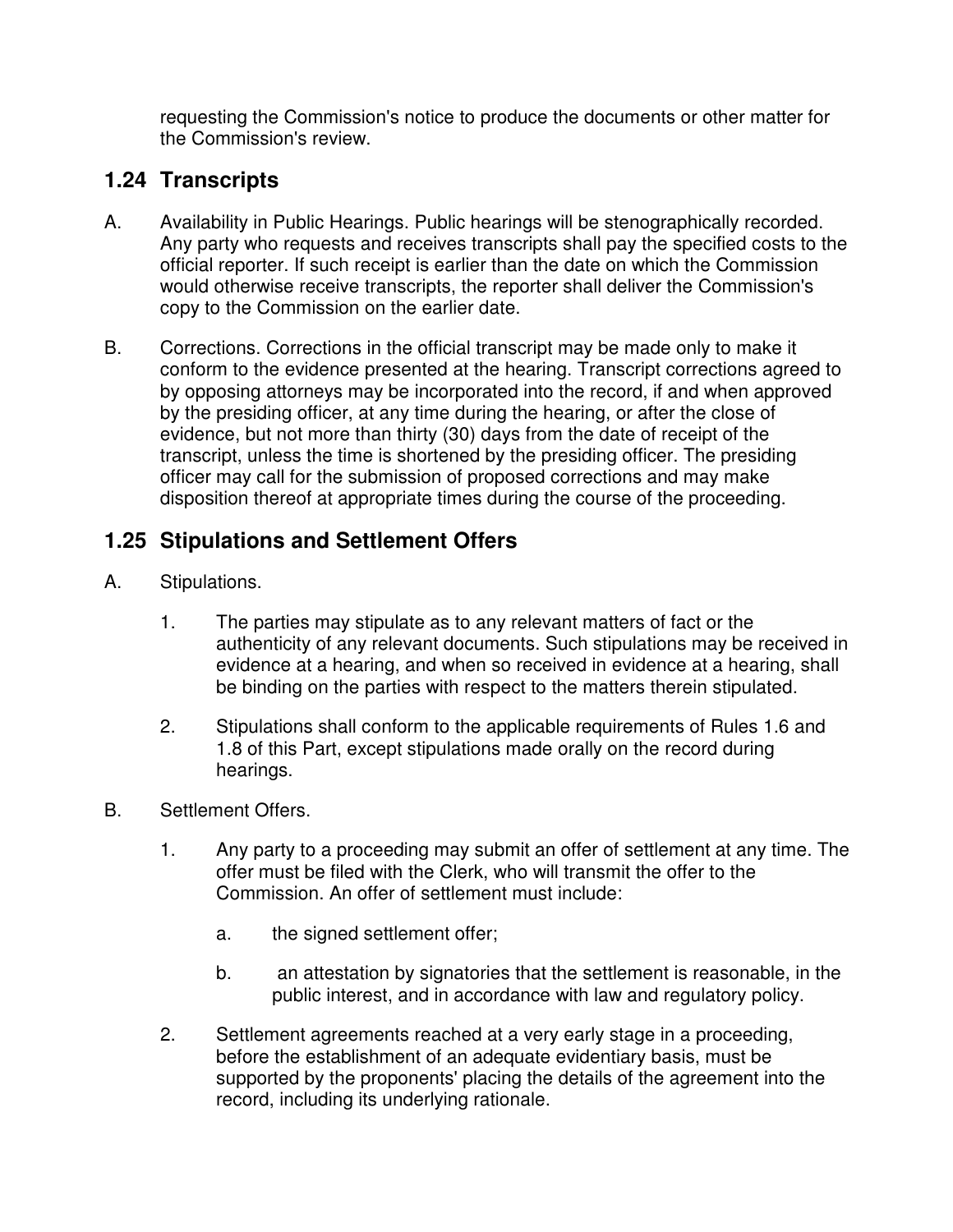requesting the Commission's notice to produce the documents or other matter for the Commission's review.

## 1.24 Transcripts

A. Availability in Public Hearings. Public hearings will be stenographically recorded. Any party who requests and receives transcripts shall pay the specified costs to the official reporter. If such receipt is earlier than the date on which the Commission would otherwise receive transcripts, the reporter shall deliver the Commission's copy to the Commission on the earlier date.

B. Corrections. Corrections in the official transcript may be made only to make it conform to the evidence presented at the hearing. Transcript corrections agreed to by opposing attorneys may be incorporated into the record, if and when approved by the presiding officer, at any time during the hearing, or after the close of evidence, but not more than thirty (30) days from the date of receipt of the transcript, unless the time is shortened by the presiding officer. The presiding officer may call for the submission of proposed corrections and may make disposition thereof at appropriate times during the course of the proceeding.

## 1.25 Stipulations and Settlement Offers

A. Stipulations.

   1. The parties may stipulate as to any relevant matters of fact or the authenticity of any relevant documents. Such stipulations may be received in evidence at a hearing, and when so received in evidence at a hearing, shall be binding on the parties with respect to the matters therein stipulated.

   2. Stipulations shall conform to the applicable requirements of Rules 1.6 and 1.8 of this Part, except stipulations made orally on the record during hearings.

B. Settlement Offers.

   1. Any party to a proceeding may submit an offer of settlement at any time. The offer must be filed with the Clerk, who will transmit the offer to the Commission. An offer of settlement must include:

      a. the signed settlement offer;

      b. an attestation by signatories that the settlement is reasonable, in the public interest, and in accordance with law and regulatory policy.

   2. Settlement agreements reached at a very early stage in a proceeding, before the establishment of an adequate evidentiary basis, must be supported by the proponents' placing the details of the agreement into the record, including its underlying rationale.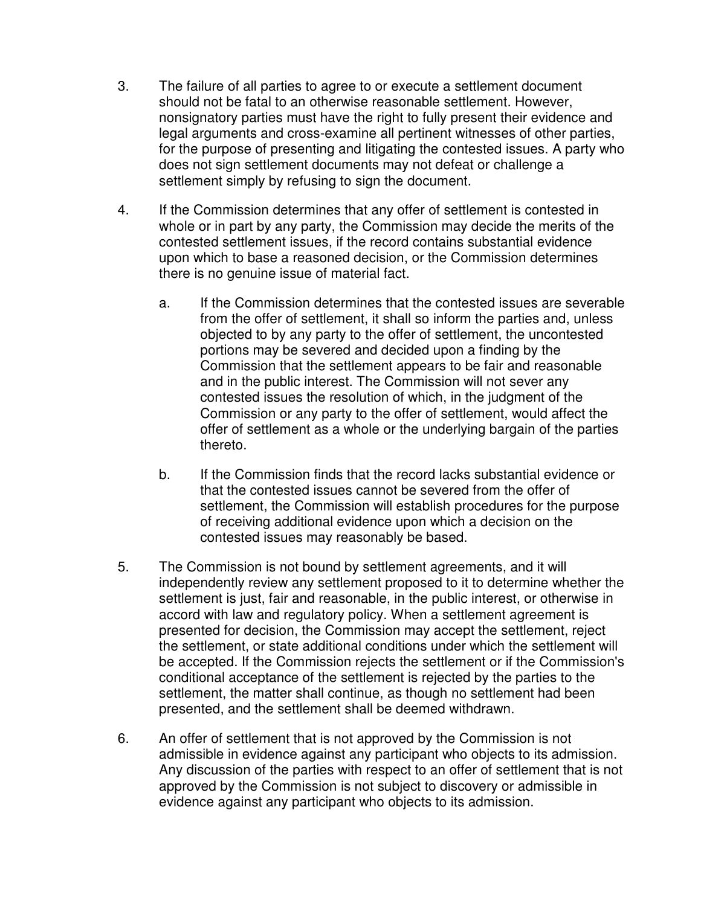3. The failure of all parties to agree to or execute a settlement document should not be fatal to an otherwise reasonable settlement. However, nonsignatory parties must have the right to fully present their evidence and legal arguments and cross-examine all pertinent witnesses of other parties, for the purpose of presenting and litigating the contested issues. A party who does not sign settlement documents may not defeat or challenge a settlement simply by refusing to sign the document.

4. If the Commission determines that any offer of settlement is contested in whole or in part by any party, the Commission may decide the merits of the contested settlement issues, if the record contains substantial evidence upon which to base a reasoned decision, or the Commission determines there is no genuine issue of material fact.

   a. If the Commission determines that the contested issues are severable from the offer of settlement, it shall so inform the parties and, unless objected to by any party to the offer of settlement, the uncontested portions may be severed and decided upon a finding by the Commission that the settlement appears to be fair and reasonable and in the public interest. The Commission will not sever any contested issues the resolution of which, in the judgment of the Commission or any party to the offer of settlement, would affect the offer of settlement as a whole or the underlying bargain of the parties thereto.

   b. If the Commission finds that the record lacks substantial evidence or that the contested issues cannot be severed from the offer of settlement, the Commission will establish procedures for the purpose of receiving additional evidence upon which a decision on the contested issues may reasonably be based.

5. The Commission is not bound by settlement agreements, and it will independently review any settlement proposed to it to determine whether the settlement is just, fair and reasonable, in the public interest, or otherwise in accord with law and regulatory policy. When a settlement agreement is presented for decision, the Commission may accept the settlement, reject the settlement, or state additional conditions under which the settlement will be accepted. If the Commission rejects the settlement or if the Commission's conditional acceptance of the settlement is rejected by the parties to the settlement, the matter shall continue, as though no settlement had been presented, and the settlement shall be deemed withdrawn.

6. An offer of settlement that is not approved by the Commission is not admissible in evidence against any participant who objects to its admission. Any discussion of the parties with respect to an offer of settlement that is not approved by the Commission is not subject to discovery or admissible in evidence against any participant who objects to its admission.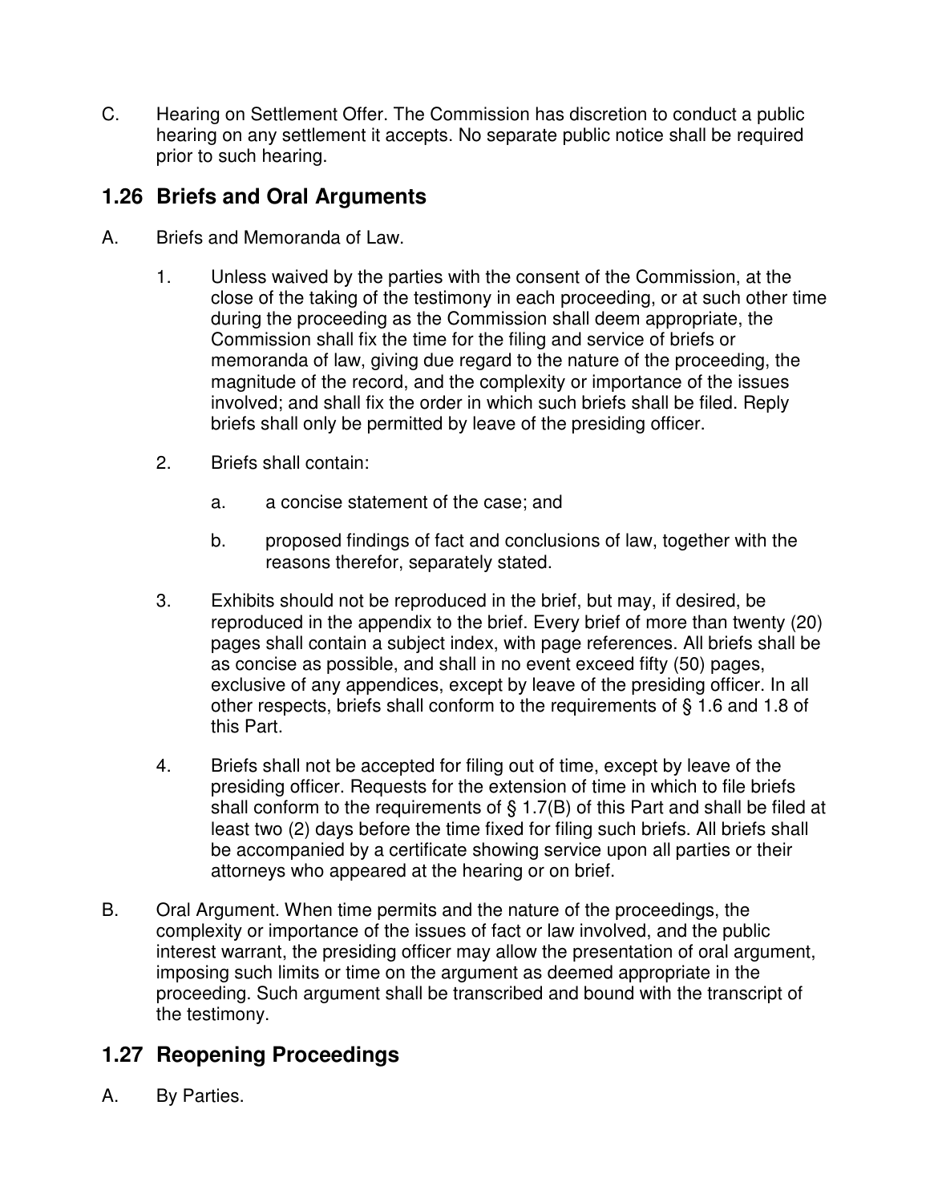C. Hearing on Settlement Offer. The Commission has discretion to conduct a public hearing on any settlement it accepts. No separate public notice shall be required prior to such hearing.

## 1.26 Briefs and Oral Arguments

A. Briefs and Memoranda of Law.

1. Unless waived by the parties with the consent of the Commission, at the close of the taking of the testimony in each proceeding, or at such other time during the proceeding as the Commission shall deem appropriate, the Commission shall fix the time for the filing and service of briefs or memoranda of law, giving due regard to the nature of the proceeding, the magnitude of the record, and the complexity or importance of the issues involved; and shall fix the order in which such briefs shall be filed. Reply briefs shall only be permitted by leave of the presiding officer.

2. Briefs shall contain:

   a. a concise statement of the case; and

   b. proposed findings of fact and conclusions of law, together with the reasons therefor, separately stated.

3. Exhibits should not be reproduced in the brief, but may, if desired, be reproduced in the appendix to the brief. Every brief of more than twenty (20) pages shall contain a subject index, with page references. All briefs shall be as concise as possible, and shall in no event exceed fifty (50) pages, exclusive of any appendices, except by leave of the presiding officer. In all other respects, briefs shall conform to the requirements of § 1.6 and 1.8 of this Part.

4. Briefs shall not be accepted for filing out of time, except by leave of the presiding officer. Requests for the extension of time in which to file briefs shall conform to the requirements of § 1.7(B) of this Part and shall be filed at least two (2) days before the time fixed for filing such briefs. All briefs shall be accompanied by a certificate showing service upon all parties or their attorneys who appeared at the hearing or on brief.

B. Oral Argument. When time permits and the nature of the proceedings, the complexity or importance of the issues of fact or law involved, and the public interest warrant, the presiding officer may allow the presentation of oral argument, imposing such limits or time on the argument as deemed appropriate in the proceeding. Such argument shall be transcribed and bound with the transcript of the testimony.

## 1.27 Reopening Proceedings

A. By Parties.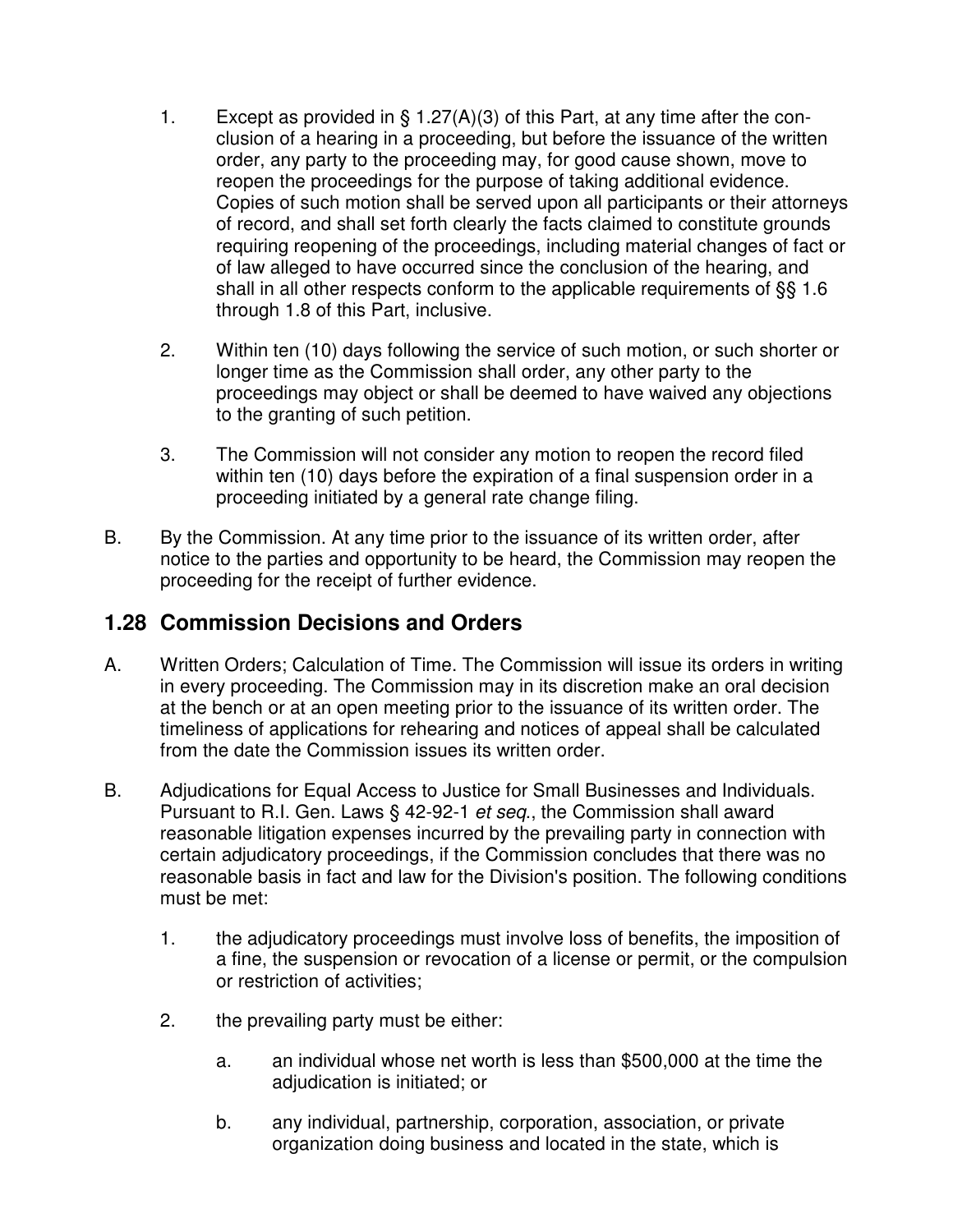1. Except as provided in § 1.27(A)(3) of this Part, at any time after the conclusion of a hearing in a proceeding, but before the issuance of the written order, any party to the proceeding may, for good cause shown, move to reopen the proceedings for the purpose of taking additional evidence. Copies of such motion shall be served upon all participants or their attorneys of record, and shall set forth clearly the facts claimed to constitute grounds requiring reopening of the proceedings, including material changes of fact or of law alleged to have occurred since the conclusion of the hearing, and shall in all other respects conform to the applicable requirements of §§ 1.6 through 1.8 of this Part, inclusive.

2. Within ten (10) days following the service of such motion, or such shorter or longer time as the Commission shall order, any other party to the proceedings may object or shall be deemed to have waived any objections to the granting of such petition.

3. The Commission will not consider any motion to reopen the record filed within ten (10) days before the expiration of a final suspension order in a proceeding initiated by a general rate change filing.

B. By the Commission. At any time prior to the issuance of its written order, after notice to the parties and opportunity to be heard, the Commission may reopen the proceeding for the receipt of further evidence.

## 1.28 Commission Decisions and Orders

A. Written Orders; Calculation of Time. The Commission will issue its orders in writing in every proceeding. The Commission may in its discretion make an oral decision at the bench or at an open meeting prior to the issuance of its written order. The timeliness of applications for rehearing and notices of appeal shall be calculated from the date the Commission issues its written order.

B. Adjudications for Equal Access to Justice for Small Businesses and Individuals. Pursuant to R.I. Gen. Laws § 42-92-1 *et seq*., the Commission shall award reasonable litigation expenses incurred by the prevailing party in connection with certain adjudicatory proceedings, if the Commission concludes that there was no reasonable basis in fact and law for the Division's position. The following conditions must be met:

1. the adjudicatory proceedings must involve loss of benefits, the imposition of a fine, the suspension or revocation of a license or permit, or the compulsion or restriction of activities;

2. the prevailing party must be either:

   a. an individual whose net worth is less than $500,000 at the time the adjudication is initiated; or

   b. any individual, partnership, corporation, association, or private organization doing business and located in the state, which is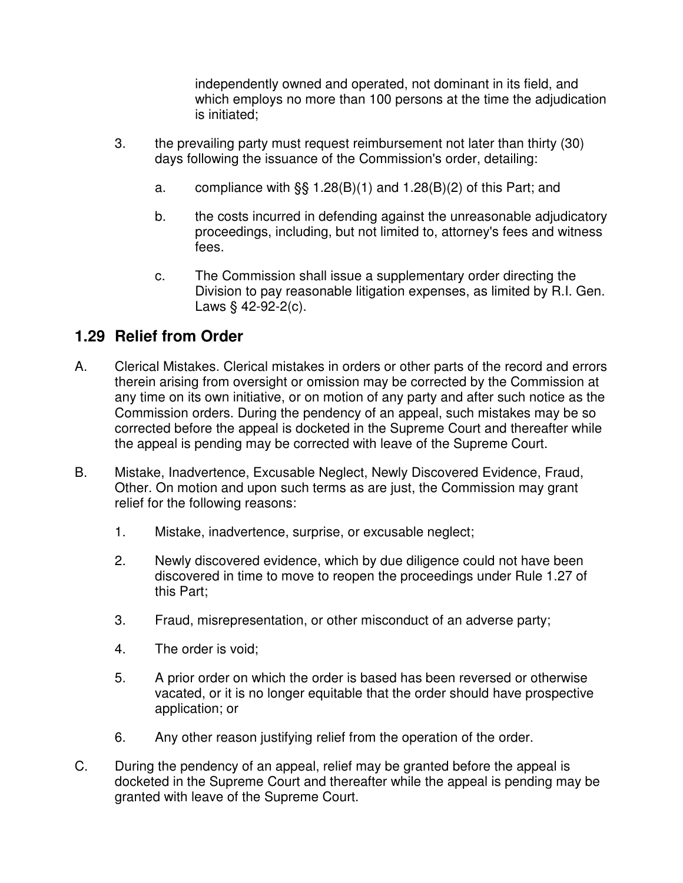independently owned and operated, not dominant in its field, and which employs no more than 100 persons at the time the adjudication is initiated;

3. the prevailing party must request reimbursement not later than thirty (30) days following the issuance of the Commission's order, detailing:

   a. compliance with §§ 1.28(B)(1) and 1.28(B)(2) of this Part; and

   b. the costs incurred in defending against the unreasonable adjudicatory proceedings, including, but not limited to, attorney's fees and witness fees.

   c. The Commission shall issue a supplementary order directing the Division to pay reasonable litigation expenses, as limited by R.I. Gen. Laws § 42-92-2(c).

## 1.29 Relief from Order

A. Clerical Mistakes. Clerical mistakes in orders or other parts of the record and errors therein arising from oversight or omission may be corrected by the Commission at any time on its own initiative, or on motion of any party and after such notice as the Commission orders. During the pendency of an appeal, such mistakes may be so corrected before the appeal is docketed in the Supreme Court and thereafter while the appeal is pending may be corrected with leave of the Supreme Court.

B. Mistake, Inadvertence, Excusable Neglect, Newly Discovered Evidence, Fraud, Other. On motion and upon such terms as are just, the Commission may grant relief for the following reasons:

   1. Mistake, inadvertence, surprise, or excusable neglect;

   2. Newly discovered evidence, which by due diligence could not have been discovered in time to move to reopen the proceedings under Rule 1.27 of this Part;

   3. Fraud, misrepresentation, or other misconduct of an adverse party;

   4. The order is void;

   5. A prior order on which the order is based has been reversed or otherwise vacated, or it is no longer equitable that the order should have prospective application; or

   6. Any other reason justifying relief from the operation of the order.

C. During the pendency of an appeal, relief may be granted before the appeal is docketed in the Supreme Court and thereafter while the appeal is pending may be granted with leave of the Supreme Court.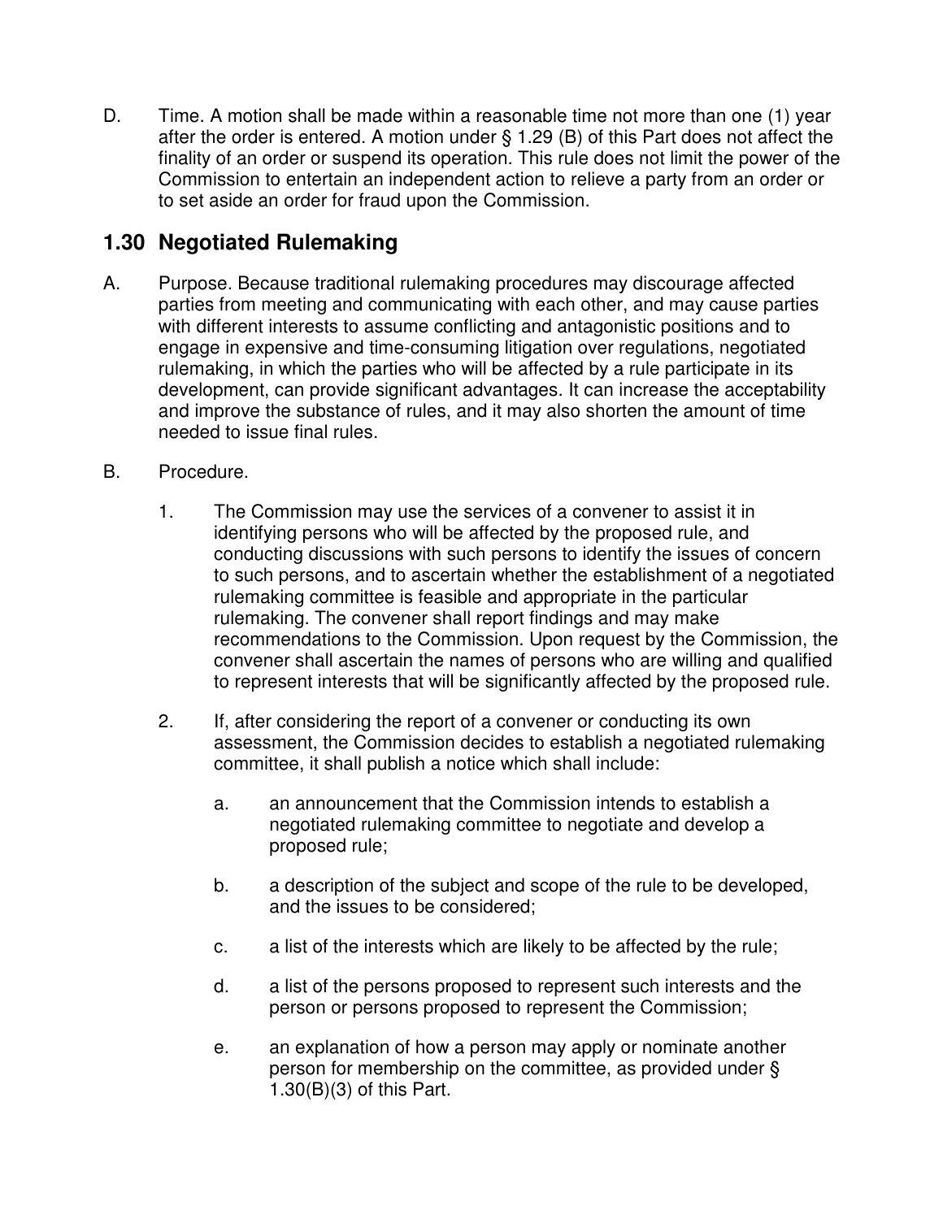D. Time. A motion shall be made within a reasonable time not more than one (1) year after the order is entered. A motion under § 1.29 (B) of this Part does not affect the finality of an order or suspend its operation. This rule does not limit the power of the Commission to entertain an independent action to relieve a party from an order or to set aside an order for fraud upon the Commission.

## 1.30 Negotiated Rulemaking

A. Purpose. Because traditional rulemaking procedures may discourage affected parties from meeting and communicating with each other, and may cause parties with different interests to assume conflicting and antagonistic positions and to engage in expensive and time-consuming litigation over regulations, negotiated rulemaking, in which the parties who will be affected by a rule participate in its development, can provide significant advantages. It can increase the acceptability and improve the substance of rules, and it may also shorten the amount of time needed to issue final rules.

B. Procedure.

   1. The Commission may use the services of a convener to assist it in identifying persons who will be affected by the proposed rule, and conducting discussions with such persons to identify the issues of concern to such persons, and to ascertain whether the establishment of a negotiated rulemaking committee is feasible and appropriate in the particular rulemaking. The convener shall report findings and may make recommendations to the Commission. Upon request by the Commission, the convener shall ascertain the names of persons who are willing and qualified to represent interests that will be significantly affected by the proposed rule.

   2. If, after considering the report of a convener or conducting its own assessment, the Commission decides to establish a negotiated rulemaking committee, it shall publish a notice which shall include:

      a. an announcement that the Commission intends to establish a negotiated rulemaking committee to negotiate and develop a proposed rule;

      b. a description of the subject and scope of the rule to be developed, and the issues to be considered;

      c. a list of the interests which are likely to be affected by the rule;

      d. a list of the persons proposed to represent such interests and the person or persons proposed to represent the Commission;

      e. an explanation of how a person may apply or nominate another person for membership on the committee, as provided under § 1.30(B)(3) of this Part.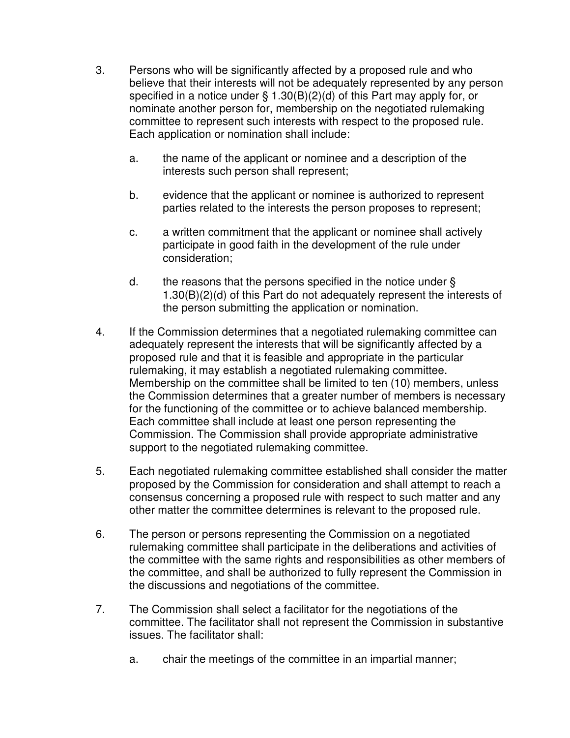3. Persons who will be significantly affected by a proposed rule and who believe that their interests will not be adequately represented by any person specified in a notice under § 1.30(B)(2)(d) of this Part may apply for, or nominate another person for, membership on the negotiated rulemaking committee to represent such interests with respect to the proposed rule. Each application or nomination shall include:

    a. the name of the applicant or nominee and a description of the interests such person shall represent;

    b. evidence that the applicant or nominee is authorized to represent parties related to the interests the person proposes to represent;

    c. a written commitment that the applicant or nominee shall actively participate in good faith in the development of the rule under consideration;

    d. the reasons that the persons specified in the notice under § 1.30(B)(2)(d) of this Part do not adequately represent the interests of the person submitting the application or nomination.

4. If the Commission determines that a negotiated rulemaking committee can adequately represent the interests that will be significantly affected by a proposed rule and that it is feasible and appropriate in the particular rulemaking, it may establish a negotiated rulemaking committee. Membership on the committee shall be limited to ten (10) members, unless the Commission determines that a greater number of members is necessary for the functioning of the committee or to achieve balanced membership. Each committee shall include at least one person representing the Commission. The Commission shall provide appropriate administrative support to the negotiated rulemaking committee.

5. Each negotiated rulemaking committee established shall consider the matter proposed by the Commission for consideration and shall attempt to reach a consensus concerning a proposed rule with respect to such matter and any other matter the committee determines is relevant to the proposed rule.

6. The person or persons representing the Commission on a negotiated rulemaking committee shall participate in the deliberations and activities of the committee with the same rights and responsibilities as other members of the committee, and shall be authorized to fully represent the Commission in the discussions and negotiations of the committee.

7. The Commission shall select a facilitator for the negotiations of the committee. The facilitator shall not represent the Commission in substantive issues. The facilitator shall:

    a. chair the meetings of the committee in an impartial manner;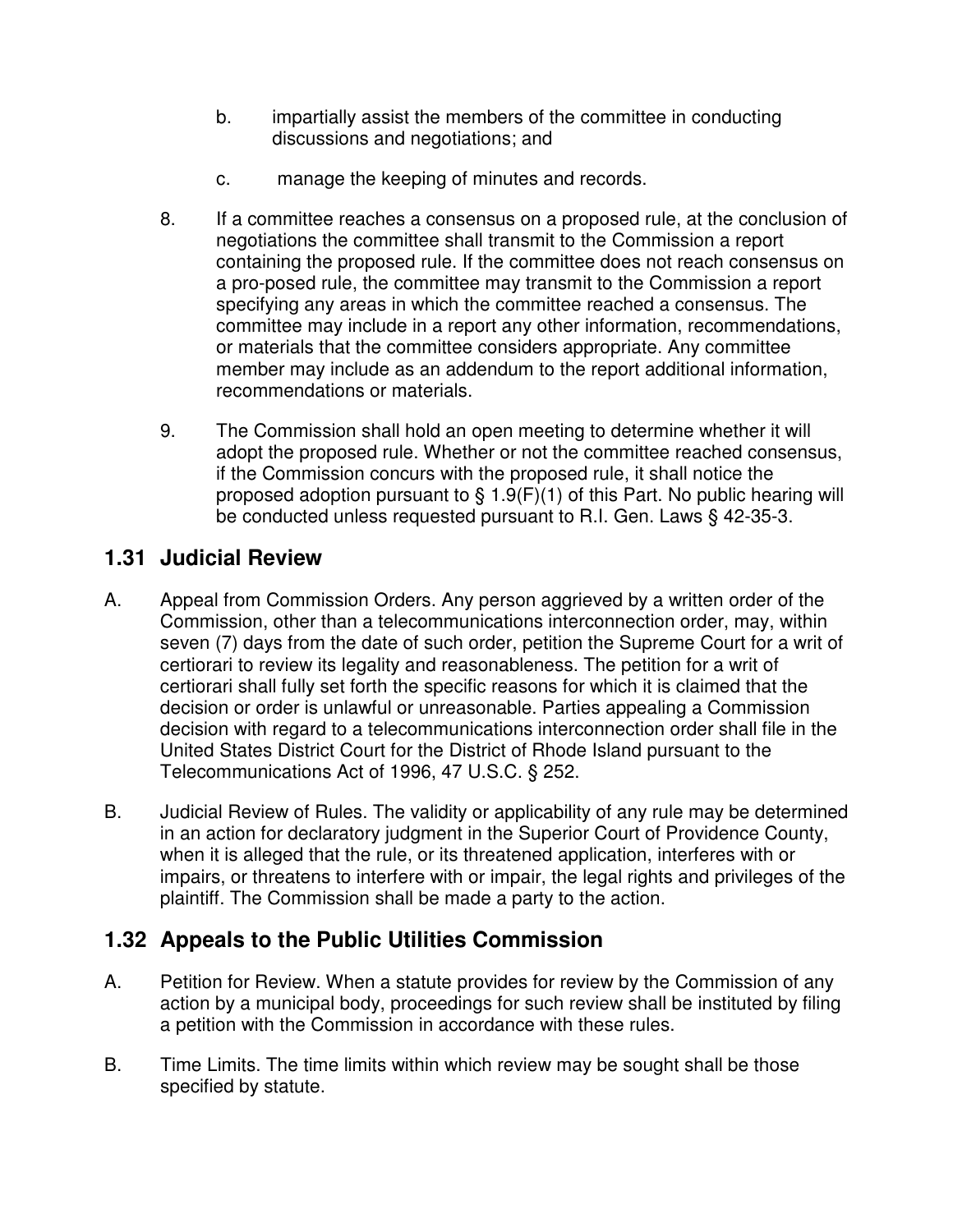b. impartially assist the members of the committee in conducting discussions and negotiations; and

c. manage the keeping of minutes and records.

8. If a committee reaches a consensus on a proposed rule, at the conclusion of negotiations the committee shall transmit to the Commission a report containing the proposed rule. If the committee does not reach consensus on a pro-posed rule, the committee may transmit to the Commission a report specifying any areas in which the committee reached a consensus. The committee may include in a report any other information, recommendations, or materials that the committee considers appropriate. Any committee member may include as an addendum to the report additional information, recommendations or materials.

9. The Commission shall hold an open meeting to determine whether it will adopt the proposed rule. Whether or not the committee reached consensus, if the Commission concurs with the proposed rule, it shall notice the proposed adoption pursuant to § 1.9(F)(1) of this Part. No public hearing will be conducted unless requested pursuant to R.I. Gen. Laws § 42-35-3.

## 1.31 Judicial Review

A. Appeal from Commission Orders. Any person aggrieved by a written order of the Commission, other than a telecommunications interconnection order, may, within seven (7) days from the date of such order, petition the Supreme Court for a writ of certiorari to review its legality and reasonableness. The petition for a writ of certiorari shall fully set forth the specific reasons for which it is claimed that the decision or order is unlawful or unreasonable. Parties appealing a Commission decision with regard to a telecommunications interconnection order shall file in the United States District Court for the District of Rhode Island pursuant to the Telecommunications Act of 1996, 47 U.S.C. § 252.

B. Judicial Review of Rules. The validity or applicability of any rule may be determined in an action for declaratory judgment in the Superior Court of Providence County, when it is alleged that the rule, or its threatened application, interferes with or impairs, or threatens to interfere with or impair, the legal rights and privileges of the plaintiff. The Commission shall be made a party to the action.

## 1.32 Appeals to the Public Utilities Commission

A. Petition for Review. When a statute provides for review by the Commission of any action by a municipal body, proceedings for such review shall be instituted by filing a petition with the Commission in accordance with these rules.

B. Time Limits. The time limits within which review may be sought shall be those specified by statute.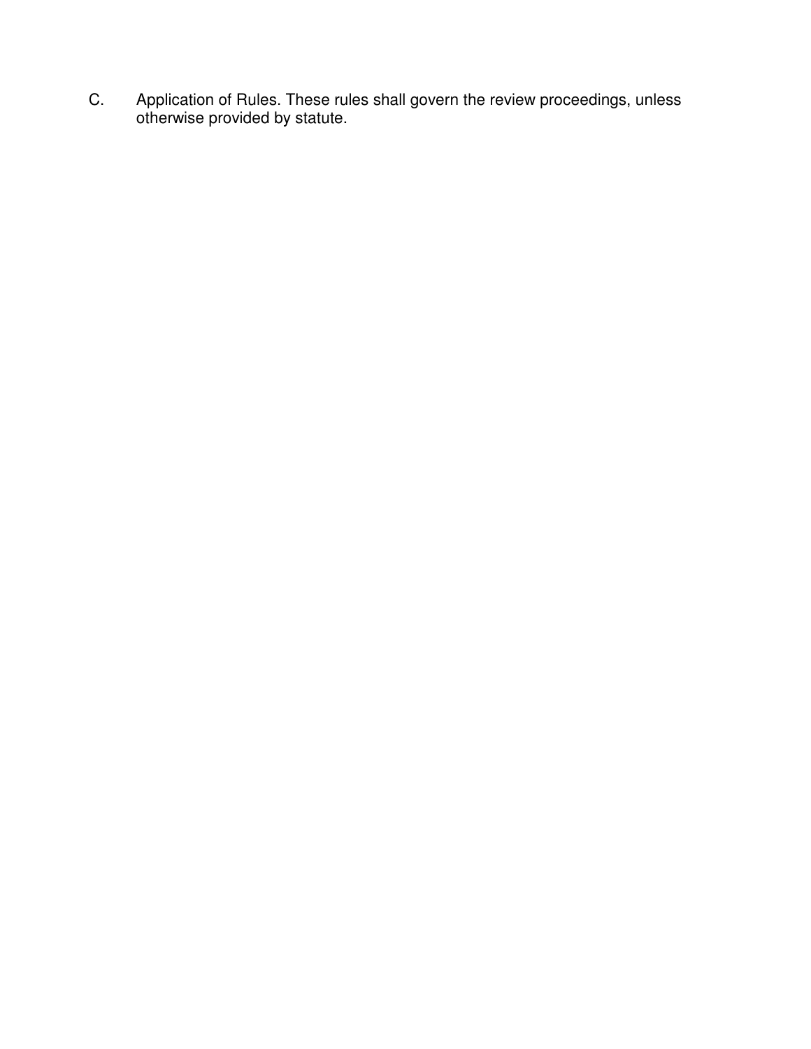C. Application of Rules. These rules shall govern the review proceedings, unless otherwise provided by statute.